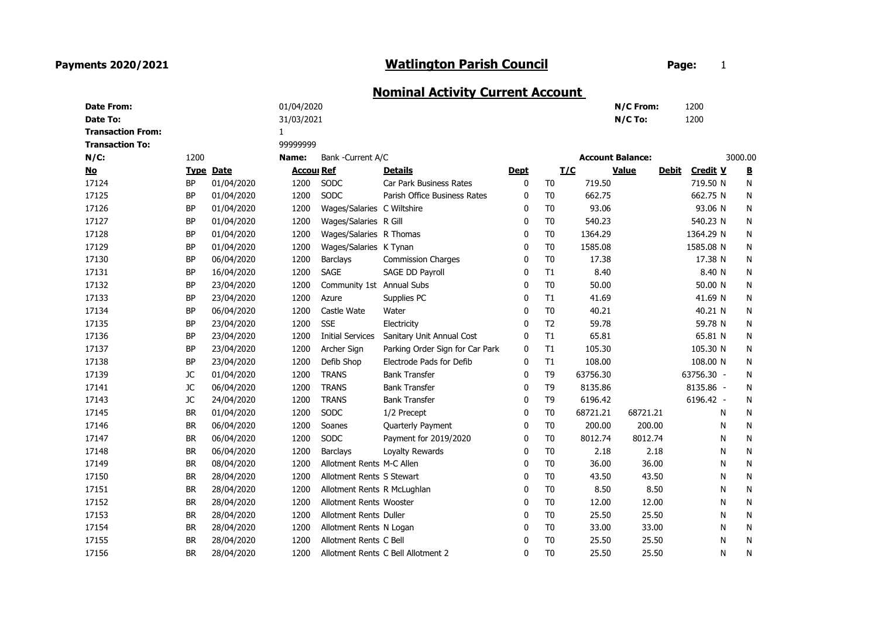**Payments 2020/2021**

# Watlington Parish Council

## Nominal Activity Current Account

| | | | | | |
|---|---|---|---|---|---|
| **Date From:** | 01/04/2020 | | **N/C From:** | 1200 | |
| **Date To:** | 31/03/2021 | | **N/C To:** | 1200 | |
| **Transaction From:** | 1 | | | | |
| **Transaction To:** | 99999999 | | | | |
| **N/C:** | 1200 | **Name:** Bank -Current A/C | **Account Balance:** | | 3000.00 |

| No | Type | Date | Accoui | Ref | Details | Dept | T/C | Value | Debit | Credit | V | B |
|---|---|---|---|---|---|---|---|---|---|---|---|---|
| 17124 | BP | 01/04/2020 | 1200 | SODC | Car Park Business Rates | 0 | T0 | 719.50 | | 719.50 | N | N |
| 17125 | BP | 01/04/2020 | 1200 | SODC | Parish Office Business Rates | 0 | T0 | 662.75 | | 662.75 | N | N |
| 17126 | BP | 01/04/2020 | 1200 | Wages/Salaries | C Wiltshire | 0 | T0 | 93.06 | | 93.06 | N | N |
| 17127 | BP | 01/04/2020 | 1200 | Wages/Salaries | R Gill | 0 | T0 | 540.23 | | 540.23 | N | N |
| 17128 | BP | 01/04/2020 | 1200 | Wages/Salaries | R Thomas | 0 | T0 | 1364.29 | | 1364.29 | N | N |
| 17129 | BP | 01/04/2020 | 1200 | Wages/Salaries | K Tynan | 0 | T0 | 1585.08 | | 1585.08 | N | N |
| 17130 | BP | 06/04/2020 | 1200 | Barclays | Commission Charges | 0 | T0 | 17.38 | | 17.38 | N | N |
| 17131 | BP | 16/04/2020 | 1200 | SAGE | SAGE DD Payroll | 0 | T1 | 8.40 | | 8.40 | N | N |
| 17132 | BP | 23/04/2020 | 1200 | Community 1st | Annual Subs | 0 | T0 | 50.00 | | 50.00 | N | N |
| 17133 | BP | 23/04/2020 | 1200 | Azure | Supplies PC | 0 | T1 | 41.69 | | 41.69 | N | N |
| 17134 | BP | 06/04/2020 | 1200 | Castle Wate | Water | 0 | T0 | 40.21 | | 40.21 | N | N |
| 17135 | BP | 23/04/2020 | 1200 | SSE | Electricity | 0 | T2 | 59.78 | | 59.78 | N | N |
| 17136 | BP | 23/04/2020 | 1200 | Initial Services | Sanitary Unit Annual Cost | 0 | T1 | 65.81 | | 65.81 | N | N |
| 17137 | BP | 23/04/2020 | 1200 | Archer Sign | Parking Order Sign for Car Park | 0 | T1 | 105.30 | | 105.30 | N | N |
| 17138 | BP | 23/04/2020 | 1200 | Defib Shop | Electrode Pads for Defib | 0 | T1 | 108.00 | | 108.00 | N | N |
| 17139 | JC | 01/04/2020 | 1200 | TRANS | Bank Transfer | 0 | T9 | 63756.30 | | 63756.30 | - | N |
| 17141 | JC | 06/04/2020 | 1200 | TRANS | Bank Transfer | 0 | T9 | 8135.86 | | 8135.86 | - | N |
| 17143 | JC | 24/04/2020 | 1200 | TRANS | Bank Transfer | 0 | T9 | 6196.42 | | 6196.42 | - | N |
| 17145 | BR | 01/04/2020 | 1200 | SODC | 1/2 Precept | 0 | T0 | 68721.21 | 68721.21 | | N | N |
| 17146 | BR | 06/04/2020 | 1200 | Soanes | Quarterly Payment | 0 | T0 | 200.00 | 200.00 | | N | N |
| 17147 | BR | 06/04/2020 | 1200 | SODC | Payment for 2019/2020 | 0 | T0 | 8012.74 | 8012.74 | | N | N |
| 17148 | BR | 06/04/2020 | 1200 | Barclays | Loyalty Rewards | 0 | T0 | 2.18 | 2.18 | | N | N |
| 17149 | BR | 08/04/2020 | 1200 | Allotment Rents | M-C Allen | 0 | T0 | 36.00 | 36.00 | | N | N |
| 17150 | BR | 28/04/2020 | 1200 | Allotment Rents | S Stewart | 0 | T0 | 43.50 | 43.50 | | N | N |
| 17151 | BR | 28/04/2020 | 1200 | Allotment Rents | R McLughlan | 0 | T0 | 8.50 | 8.50 | | N | N |
| 17152 | BR | 28/04/2020 | 1200 | Allotment Rents | Wooster | 0 | T0 | 12.00 | 12.00 | | N | N |
| 17153 | BR | 28/04/2020 | 1200 | Allotment Rents | Duller | 0 | T0 | 25.50 | 25.50 | | N | N |
| 17154 | BR | 28/04/2020 | 1200 | Allotment Rents | N Logan | 0 | T0 | 33.00 | 33.00 | | N | N |
| 17155 | BR | 28/04/2020 | 1200 | Allotment Rents | C Bell | 0 | T0 | 25.50 | 25.50 | | N | N |
| 17156 | BR | 28/04/2020 | 1200 | Allotment Rents | C Bell Allotment 2 | 0 | T0 | 25.50 | 25.50 | | N | N |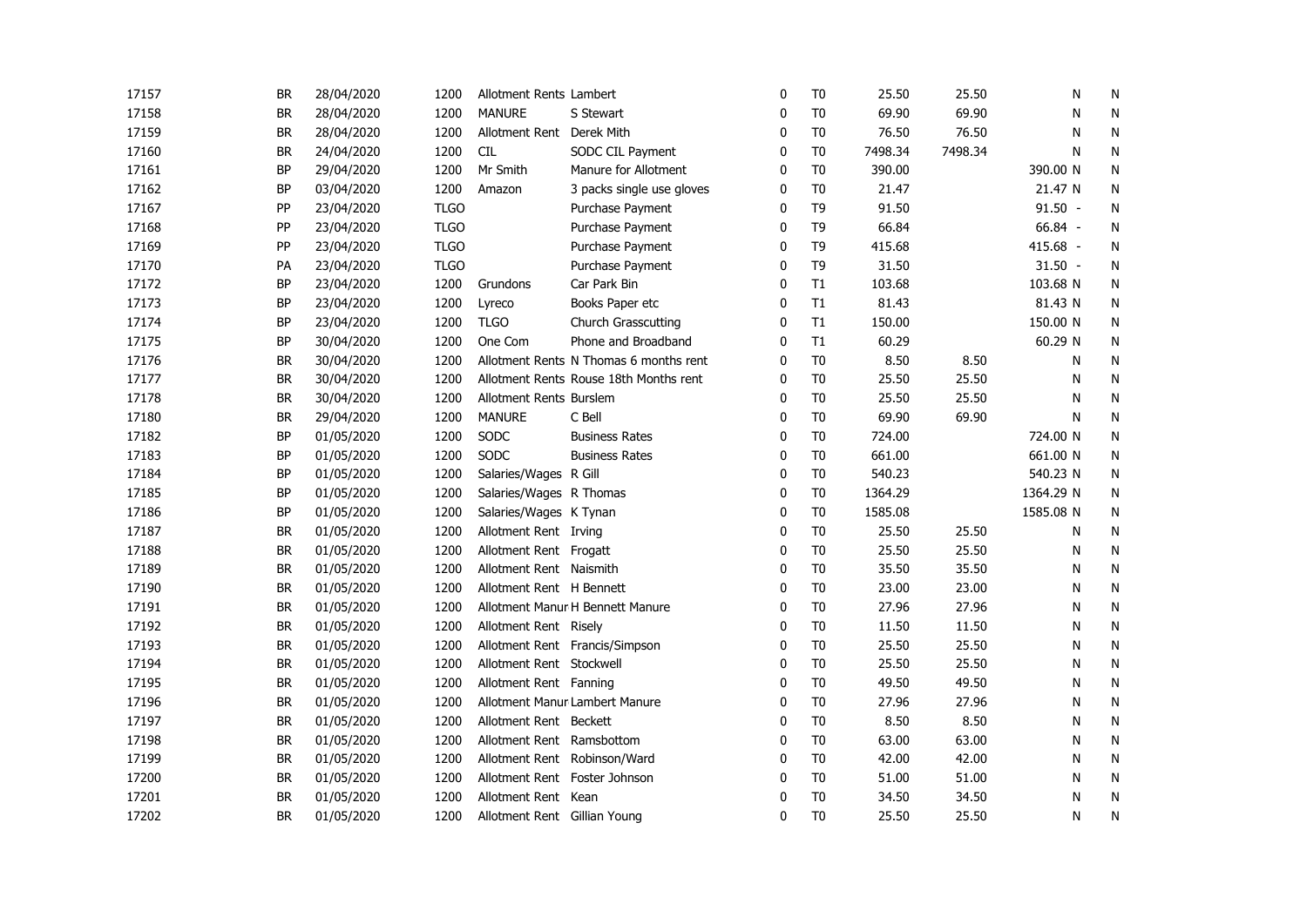| | | | | | | | | | | | |
|---|---|---|---|---|---|---|---|---|---|---|---|
| 17157 | BR | 28/04/2020 | 1200 | Allotment Rents | Lambert | 0 | T0 | 25.50 | 25.50 | N | N |
| 17158 | BR | 28/04/2020 | 1200 | MANURE | S Stewart | 0 | T0 | 69.90 | 69.90 | N | N |
| 17159 | BR | 28/04/2020 | 1200 | Allotment Rent | Derek Mith | 0 | T0 | 76.50 | 76.50 | N | N |
| 17160 | BR | 24/04/2020 | 1200 | CIL | SODC CIL Payment | 0 | T0 | 7498.34 | 7498.34 | N | N |
| 17161 | BP | 29/04/2020 | 1200 | Mr Smith | Manure for Allotment | 0 | T0 | 390.00 | | 390.00 N | N |
| 17162 | BP | 03/04/2020 | 1200 | Amazon | 3 packs single use gloves | 0 | T0 | 21.47 | | 21.47 N | N |
| 17167 | PP | 23/04/2020 | TLGO | | Purchase Payment | 0 | T9 | 91.50 | | 91.50 - | N |
| 17168 | PP | 23/04/2020 | TLGO | | Purchase Payment | 0 | T9 | 66.84 | | 66.84 - | N |
| 17169 | PP | 23/04/2020 | TLGO | | Purchase Payment | 0 | T9 | 415.68 | | 415.68 - | N |
| 17170 | PA | 23/04/2020 | TLGO | | Purchase Payment | 0 | T9 | 31.50 | | 31.50 - | N |
| 17172 | BP | 23/04/2020 | 1200 | Grundons | Car Park Bin | 0 | T1 | 103.68 | | 103.68 N | N |
| 17173 | BP | 23/04/2020 | 1200 | Lyreco | Books Paper etc | 0 | T1 | 81.43 | | 81.43 N | N |
| 17174 | BP | 23/04/2020 | 1200 | TLGO | Church Grasscutting | 0 | T1 | 150.00 | | 150.00 N | N |
| 17175 | BP | 30/04/2020 | 1200 | One Com | Phone and Broadband | 0 | T1 | 60.29 | | 60.29 N | N |
| 17176 | BR | 30/04/2020 | 1200 | Allotment Rents | N Thomas 6 months rent | 0 | T0 | 8.50 | 8.50 | N | N |
| 17177 | BR | 30/04/2020 | 1200 | Allotment Rents | Rouse 18th Months rent | 0 | T0 | 25.50 | 25.50 | N | N |
| 17178 | BR | 30/04/2020 | 1200 | Allotment Rents | Burslem | 0 | T0 | 25.50 | 25.50 | N | N |
| 17180 | BR | 29/04/2020 | 1200 | MANURE | C Bell | 0 | T0 | 69.90 | 69.90 | N | N |
| 17182 | BP | 01/05/2020 | 1200 | SODC | Business Rates | 0 | T0 | 724.00 | | 724.00 N | N |
| 17183 | BP | 01/05/2020 | 1200 | SODC | Business Rates | 0 | T0 | 661.00 | | 661.00 N | N |
| 17184 | BP | 01/05/2020 | 1200 | Salaries/Wages | R Gill | 0 | T0 | 540.23 | | 540.23 N | N |
| 17185 | BP | 01/05/2020 | 1200 | Salaries/Wages | R Thomas | 0 | T0 | 1364.29 | | 1364.29 N | N |
| 17186 | BP | 01/05/2020 | 1200 | Salaries/Wages | K Tynan | 0 | T0 | 1585.08 | | 1585.08 N | N |
| 17187 | BR | 01/05/2020 | 1200 | Allotment Rent | Irving | 0 | T0 | 25.50 | 25.50 | N | N |
| 17188 | BR | 01/05/2020 | 1200 | Allotment Rent | Frogatt | 0 | T0 | 25.50 | 25.50 | N | N |
| 17189 | BR | 01/05/2020 | 1200 | Allotment Rent | Naismith | 0 | T0 | 35.50 | 35.50 | N | N |
| 17190 | BR | 01/05/2020 | 1200 | Allotment Rent | H Bennett | 0 | T0 | 23.00 | 23.00 | N | N |
| 17191 | BR | 01/05/2020 | 1200 | Allotment Manur | H Bennett Manure | 0 | T0 | 27.96 | 27.96 | N | N |
| 17192 | BR | 01/05/2020 | 1200 | Allotment Rent | Risely | 0 | T0 | 11.50 | 11.50 | N | N |
| 17193 | BR | 01/05/2020 | 1200 | Allotment Rent | Francis/Simpson | 0 | T0 | 25.50 | 25.50 | N | N |
| 17194 | BR | 01/05/2020 | 1200 | Allotment Rent | Stockwell | 0 | T0 | 25.50 | 25.50 | N | N |
| 17195 | BR | 01/05/2020 | 1200 | Allotment Rent | Fanning | 0 | T0 | 49.50 | 49.50 | N | N |
| 17196 | BR | 01/05/2020 | 1200 | Allotment Manur | Lambert Manure | 0 | T0 | 27.96 | 27.96 | N | N |
| 17197 | BR | 01/05/2020 | 1200 | Allotment Rent | Beckett | 0 | T0 | 8.50 | 8.50 | N | N |
| 17198 | BR | 01/05/2020 | 1200 | Allotment Rent | Ramsbottom | 0 | T0 | 63.00 | 63.00 | N | N |
| 17199 | BR | 01/05/2020 | 1200 | Allotment Rent | Robinson/Ward | 0 | T0 | 42.00 | 42.00 | N | N |
| 17200 | BR | 01/05/2020 | 1200 | Allotment Rent | Foster Johnson | 0 | T0 | 51.00 | 51.00 | N | N |
| 17201 | BR | 01/05/2020 | 1200 | Allotment Rent | Kean | 0 | T0 | 34.50 | 34.50 | N | N |
| 17202 | BR | 01/05/2020 | 1200 | Allotment Rent | Gillian Young | 0 | T0 | 25.50 | 25.50 | N | N |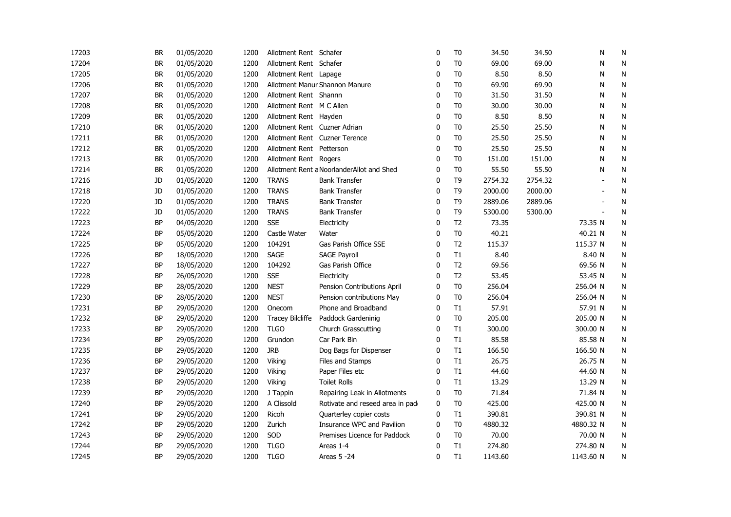| | | | | | | | | | | | |
|---|---|---|---|---|---|---|---|---|---|---|---|
| 17203 | BR | 01/05/2020 | 1200 | Allotment Rent | Schafer | 0 | T0 | 34.50 | 34.50 | N | N |
| 17204 | BR | 01/05/2020 | 1200 | Allotment Rent | Schafer | 0 | T0 | 69.00 | 69.00 | N | N |
| 17205 | BR | 01/05/2020 | 1200 | Allotment Rent | Lapage | 0 | T0 | 8.50 | 8.50 | N | N |
| 17206 | BR | 01/05/2020 | 1200 | Allotment Manur | Shannon Manure | 0 | T0 | 69.90 | 69.90 | N | N |
| 17207 | BR | 01/05/2020 | 1200 | Allotment Rent | Shannn | 0 | T0 | 31.50 | 31.50 | N | N |
| 17208 | BR | 01/05/2020 | 1200 | Allotment Rent | M C Allen | 0 | T0 | 30.00 | 30.00 | N | N |
| 17209 | BR | 01/05/2020 | 1200 | Allotment Rent | Hayden | 0 | T0 | 8.50 | 8.50 | N | N |
| 17210 | BR | 01/05/2020 | 1200 | Allotment Rent | Cuzner Adrian | 0 | T0 | 25.50 | 25.50 | N | N |
| 17211 | BR | 01/05/2020 | 1200 | Allotment Rent | Cuzner Terence | 0 | T0 | 25.50 | 25.50 | N | N |
| 17212 | BR | 01/05/2020 | 1200 | Allotment Rent | Petterson | 0 | T0 | 25.50 | 25.50 | N | N |
| 17213 | BR | 01/05/2020 | 1200 | Allotment Rent | Rogers | 0 | T0 | 151.00 | 151.00 | N | N |
| 17214 | BR | 01/05/2020 | 1200 | Allotment Rent a | NoorlanderAllot and Shed | 0 | T0 | 55.50 | 55.50 | N | N |
| 17216 | JD | 01/05/2020 | 1200 | TRANS | Bank Transfer | 0 | T9 | 2754.32 | 2754.32 | - | N |
| 17218 | JD | 01/05/2020 | 1200 | TRANS | Bank Transfer | 0 | T9 | 2000.00 | 2000.00 | - | N |
| 17220 | JD | 01/05/2020 | 1200 | TRANS | Bank Transfer | 0 | T9 | 2889.06 | 2889.06 | - | N |
| 17222 | JD | 01/05/2020 | 1200 | TRANS | Bank Transfer | 0 | T9 | 5300.00 | 5300.00 | - | N |
| 17223 | BP | 04/05/2020 | 1200 | SSE | Electricity | 0 | T2 | 73.35 | | 73.35 N | N |
| 17224 | BP | 05/05/2020 | 1200 | Castle Water | Water | 0 | T0 | 40.21 | | 40.21 N | N |
| 17225 | BP | 05/05/2020 | 1200 | 104291 | Gas Parish Office SSE | 0 | T2 | 115.37 | | 115.37 N | N |
| 17226 | BP | 18/05/2020 | 1200 | SAGE | SAGE Payroll | 0 | T1 | 8.40 | | 8.40 N | N |
| 17227 | BP | 18/05/2020 | 1200 | 104292 | Gas Parish Office | 0 | T2 | 69.56 | | 69.56 N | N |
| 17228 | BP | 26/05/2020 | 1200 | SSE | Electricity | 0 | T2 | 53.45 | | 53.45 N | N |
| 17229 | BP | 28/05/2020 | 1200 | NEST | Pension Contributions April | 0 | T0 | 256.04 | | 256.04 N | N |
| 17230 | BP | 28/05/2020 | 1200 | NEST | Pension contributions May | 0 | T0 | 256.04 | | 256.04 N | N |
| 17231 | BP | 29/05/2020 | 1200 | Onecom | Phone and Broadband | 0 | T1 | 57.91 | | 57.91 N | N |
| 17232 | BP | 29/05/2020 | 1200 | Tracey Bilcliffe | Paddock Gardeninig | 0 | T0 | 205.00 | | 205.00 N | N |
| 17233 | BP | 29/05/2020 | 1200 | TLGO | Church Grasscutting | 0 | T1 | 300.00 | | 300.00 N | N |
| 17234 | BP | 29/05/2020 | 1200 | Grundon | Car Park Bin | 0 | T1 | 85.58 | | 85.58 N | N |
| 17235 | BP | 29/05/2020 | 1200 | JRB | Dog Bags for Dispenser | 0 | T1 | 166.50 | | 166.50 N | N |
| 17236 | BP | 29/05/2020 | 1200 | Viking | Files and Stamps | 0 | T1 | 26.75 | | 26.75 N | N |
| 17237 | BP | 29/05/2020 | 1200 | Viking | Paper Files etc | 0 | T1 | 44.60 | | 44.60 N | N |
| 17238 | BP | 29/05/2020 | 1200 | Viking | Toilet Rolls | 0 | T1 | 13.29 | | 13.29 N | N |
| 17239 | BP | 29/05/2020 | 1200 | J Tappin | Repairing Leak in Allotments | 0 | T0 | 71.84 | | 71.84 N | N |
| 17240 | BP | 29/05/2020 | 1200 | A Clissold | Rotivate and reseed area in pad | 0 | T0 | 425.00 | | 425.00 N | N |
| 17241 | BP | 29/05/2020 | 1200 | Ricoh | Quarterley copier costs | 0 | T1 | 390.81 | | 390.81 N | N |
| 17242 | BP | 29/05/2020 | 1200 | Zurich | Insurance WPC and Pavilion | 0 | T0 | 4880.32 | | 4880.32 N | N |
| 17243 | BP | 29/05/2020 | 1200 | SOD | Premises Licence for Paddock | 0 | T0 | 70.00 | | 70.00 N | N |
| 17244 | BP | 29/05/2020 | 1200 | TLGO | Areas 1-4 | 0 | T1 | 274.80 | | 274.80 N | N |
| 17245 | BP | 29/05/2020 | 1200 | TLGO | Areas 5 -24 | 0 | T1 | 1143.60 | | 1143.60 N | N |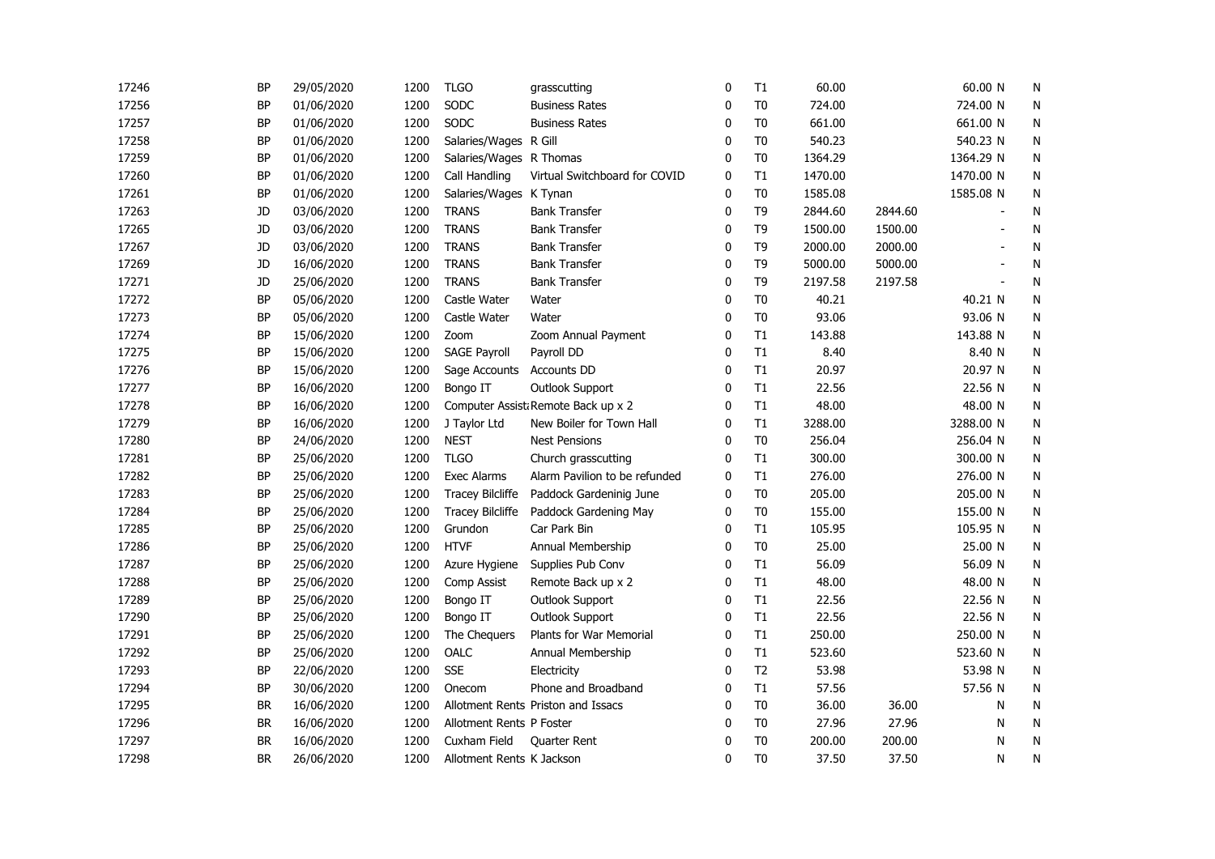| | | | | | | | | | | | |
|---|---|---|---|---|---|---|---|---|---|---|---|
| 17246 | BP | 29/05/2020 | 1200 | TLGO | grasscutting | 0 | T1 | 60.00 | | 60.00 N | N |
| 17256 | BP | 01/06/2020 | 1200 | SODC | Business Rates | 0 | T0 | 724.00 | | 724.00 N | N |
| 17257 | BP | 01/06/2020 | 1200 | SODC | Business Rates | 0 | T0 | 661.00 | | 661.00 N | N |
| 17258 | BP | 01/06/2020 | 1200 | Salaries/Wages | R Gill | 0 | T0 | 540.23 | | 540.23 N | N |
| 17259 | BP | 01/06/2020 | 1200 | Salaries/Wages | R Thomas | 0 | T0 | 1364.29 | | 1364.29 N | N |
| 17260 | BP | 01/06/2020 | 1200 | Call Handling | Virtual Switchboard for COVID | 0 | T1 | 1470.00 | | 1470.00 N | N |
| 17261 | BP | 01/06/2020 | 1200 | Salaries/Wages | K Tynan | 0 | T0 | 1585.08 | | 1585.08 N | N |
| 17263 | JD | 03/06/2020 | 1200 | TRANS | Bank Transfer | 0 | T9 | 2844.60 | 2844.60 | - | N |
| 17265 | JD | 03/06/2020 | 1200 | TRANS | Bank Transfer | 0 | T9 | 1500.00 | 1500.00 | - | N |
| 17267 | JD | 03/06/2020 | 1200 | TRANS | Bank Transfer | 0 | T9 | 2000.00 | 2000.00 | - | N |
| 17269 | JD | 16/06/2020 | 1200 | TRANS | Bank Transfer | 0 | T9 | 5000.00 | 5000.00 | - | N |
| 17271 | JD | 25/06/2020 | 1200 | TRANS | Bank Transfer | 0 | T9 | 2197.58 | 2197.58 | - | N |
| 17272 | BP | 05/06/2020 | 1200 | Castle Water | Water | 0 | T0 | 40.21 | | 40.21 N | N |
| 17273 | BP | 05/06/2020 | 1200 | Castle Water | Water | 0 | T0 | 93.06 | | 93.06 N | N |
| 17274 | BP | 15/06/2020 | 1200 | Zoom | Zoom Annual Payment | 0 | T1 | 143.88 | | 143.88 N | N |
| 17275 | BP | 15/06/2020 | 1200 | SAGE Payroll | Payroll DD | 0 | T1 | 8.40 | | 8.40 N | N |
| 17276 | BP | 15/06/2020 | 1200 | Sage Accounts | Accounts DD | 0 | T1 | 20.97 | | 20.97 N | N |
| 17277 | BP | 16/06/2020 | 1200 | Bongo IT | Outlook Support | 0 | T1 | 22.56 | | 22.56 N | N |
| 17278 | BP | 16/06/2020 | 1200 | Computer Assist | Remote Back up x 2 | 0 | T1 | 48.00 | | 48.00 N | N |
| 17279 | BP | 16/06/2020 | 1200 | J Taylor Ltd | New Boiler for Town Hall | 0 | T1 | 3288.00 | | 3288.00 N | N |
| 17280 | BP | 24/06/2020 | 1200 | NEST | Nest Pensions | 0 | T0 | 256.04 | | 256.04 N | N |
| 17281 | BP | 25/06/2020 | 1200 | TLGO | Church grasscutting | 0 | T1 | 300.00 | | 300.00 N | N |
| 17282 | BP | 25/06/2020 | 1200 | Exec Alarms | Alarm Pavilion to be refunded | 0 | T1 | 276.00 | | 276.00 N | N |
| 17283 | BP | 25/06/2020 | 1200 | Tracey Bilcliffe | Paddock Gardeninig June | 0 | T0 | 205.00 | | 205.00 N | N |
| 17284 | BP | 25/06/2020 | 1200 | Tracey Bilcliffe | Paddock Gardening May | 0 | T0 | 155.00 | | 155.00 N | N |
| 17285 | BP | 25/06/2020 | 1200 | Grundon | Car Park Bin | 0 | T1 | 105.95 | | 105.95 N | N |
| 17286 | BP | 25/06/2020 | 1200 | HTVF | Annual Membership | 0 | T0 | 25.00 | | 25.00 N | N |
| 17287 | BP | 25/06/2020 | 1200 | Azure Hygiene | Supplies Pub Conv | 0 | T1 | 56.09 | | 56.09 N | N |
| 17288 | BP | 25/06/2020 | 1200 | Comp Assist | Remote Back up x 2 | 0 | T1 | 48.00 | | 48.00 N | N |
| 17289 | BP | 25/06/2020 | 1200 | Bongo IT | Outlook Support | 0 | T1 | 22.56 | | 22.56 N | N |
| 17290 | BP | 25/06/2020 | 1200 | Bongo IT | Outlook Support | 0 | T1 | 22.56 | | 22.56 N | N |
| 17291 | BP | 25/06/2020 | 1200 | The Chequers | Plants for War Memorial | 0 | T1 | 250.00 | | 250.00 N | N |
| 17292 | BP | 25/06/2020 | 1200 | OALC | Annual Membership | 0 | T1 | 523.60 | | 523.60 N | N |
| 17293 | BP | 22/06/2020 | 1200 | SSE | Electricity | 0 | T2 | 53.98 | | 53.98 N | N |
| 17294 | BP | 30/06/2020 | 1200 | Onecom | Phone and Broadband | 0 | T1 | 57.56 | | 57.56 N | N |
| 17295 | BR | 16/06/2020 | 1200 | Allotment Rents | Priston and Issacs | 0 | T0 | 36.00 | 36.00 | N | N |
| 17296 | BR | 16/06/2020 | 1200 | Allotment Rents | P Foster | 0 | T0 | 27.96 | 27.96 | N | N |
| 17297 | BR | 16/06/2020 | 1200 | Cuxham Field | Quarter Rent | 0 | T0 | 200.00 | 200.00 | N | N |
| 17298 | BR | 26/06/2020 | 1200 | Allotment Rents | K Jackson | 0 | T0 | 37.50 | 37.50 | N | N |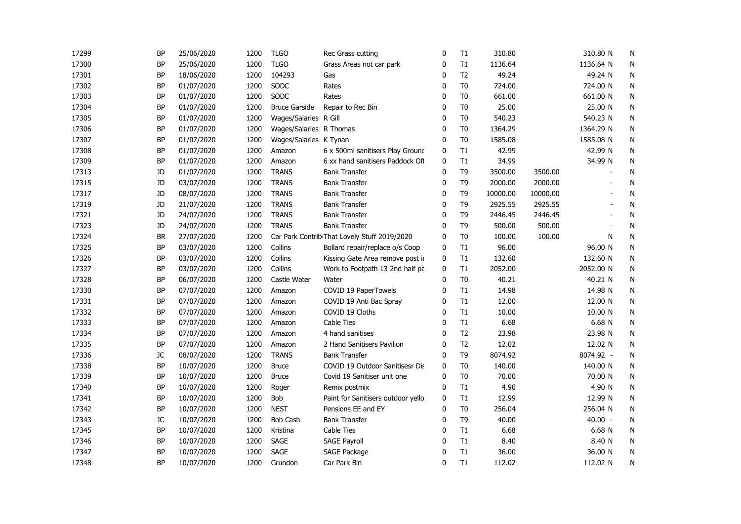| | | | | | | | | | | | | |
|---|---|---|---|---|---|---|---|---|---|---|---|---|
| 17299 | BP | 25/06/2020 | 1200 | TLGO | Rec Grass cutting | 0 | T1 | 310.80 | | 310.80 | N | N |
| 17300 | BP | 25/06/2020 | 1200 | TLGO | Grass Areas not car park | 0 | T1 | 1136.64 | | 1136.64 | N | N |
| 17301 | BP | 18/06/2020 | 1200 | 104293 | Gas | 0 | T2 | 49.24 | | 49.24 | N | N |
| 17302 | BP | 01/07/2020 | 1200 | SODC | Rates | 0 | T0 | 724.00 | | 724.00 | N | N |
| 17303 | BP | 01/07/2020 | 1200 | SODC | Rates | 0 | T0 | 661.00 | | 661.00 | N | N |
| 17304 | BP | 01/07/2020 | 1200 | Bruce Garside | Repair to Rec Bin | 0 | T0 | 25.00 | | 25.00 | N | N |
| 17305 | BP | 01/07/2020 | 1200 | Wages/Salaries | R Gill | 0 | T0 | 540.23 | | 540.23 | N | N |
| 17306 | BP | 01/07/2020 | 1200 | Wages/Salaries | R Thomas | 0 | T0 | 1364.29 | | 1364.29 | N | N |
| 17307 | BP | 01/07/2020 | 1200 | Wages/Salaries | K Tynan | 0 | T0 | 1585.08 | | 1585.08 | N | N |
| 17308 | BP | 01/07/2020 | 1200 | Amazon | 6 x 500ml sanitisers Play Grounc | 0 | T1 | 42.99 | | 42.99 | N | N |
| 17309 | BP | 01/07/2020 | 1200 | Amazon | 6 xx hand sanitisers Paddock Ofl | 0 | T1 | 34.99 | | 34.99 | N | N |
| 17313 | JD | 01/07/2020 | 1200 | TRANS | Bank Transfer | 0 | T9 | 3500.00 | 3500.00 | - | | N |
| 17315 | JD | 03/07/2020 | 1200 | TRANS | Bank Transfer | 0 | T9 | 2000.00 | 2000.00 | - | | N |
| 17317 | JD | 08/07/2020 | 1200 | TRANS | Bank Transfer | 0 | T9 | 10000.00 | 10000.00 | - | | N |
| 17319 | JD | 21/07/2020 | 1200 | TRANS | Bank Transfer | 0 | T9 | 2925.55 | 2925.55 | - | | N |
| 17321 | JD | 24/07/2020 | 1200 | TRANS | Bank Transfer | 0 | T9 | 2446.45 | 2446.45 | - | | N |
| 17323 | JD | 24/07/2020 | 1200 | TRANS | Bank Transfer | 0 | T9 | 500.00 | 500.00 | - | | N |
| 17324 | BR | 27/07/2020 | 1200 | Car Park Contrib | That Lovely Stuff 2019/2020 | 0 | T0 | 100.00 | 100.00 | | N | N |
| 17325 | BP | 03/07/2020 | 1200 | Collins | Bollard repair/replace o/s Coop | 0 | T1 | 96.00 | | 96.00 | N | N |
| 17326 | BP | 03/07/2020 | 1200 | Collins | Kissing Gate Area remove post ii | 0 | T1 | 132.60 | | 132.60 | N | N |
| 17327 | BP | 03/07/2020 | 1200 | Collins | Work to Footpath 13 2nd half pa | 0 | T1 | 2052.00 | | 2052.00 | N | N |
| 17328 | BP | 06/07/2020 | 1200 | Castle Water | Water | 0 | T0 | 40.21 | | 40.21 | N | N |
| 17330 | BP | 07/07/2020 | 1200 | Amazon | COVID 19 PaperTowels | 0 | T1 | 14.98 | | 14.98 | N | N |
| 17331 | BP | 07/07/2020 | 1200 | Amazon | COVID 19 Anti Bac Spray | 0 | T1 | 12.00 | | 12.00 | N | N |
| 17332 | BP | 07/07/2020 | 1200 | Amazon | COVID 19 Cloths | 0 | T1 | 10.00 | | 10.00 | N | N |
| 17333 | BP | 07/07/2020 | 1200 | Amazon | Cable Ties | 0 | T1 | 6.68 | | 6.68 | N | N |
| 17334 | BP | 07/07/2020 | 1200 | Amazon | 4 hand sanitises | 0 | T2 | 23.98 | | 23.98 | N | N |
| 17335 | BP | 07/07/2020 | 1200 | Amazon | 2 Hand Sanitisers Pavilion | 0 | T2 | 12.02 | | 12.02 | N | N |
| 17336 | JC | 08/07/2020 | 1200 | TRANS | Bank Transfer | 0 | T9 | 8074.92 | | 8074.92 | - | N |
| 17338 | BP | 10/07/2020 | 1200 | Bruce | COVID 19 Outdoor Sanitisesr Dis | 0 | T0 | 140.00 | | 140.00 | N | N |
| 17339 | BP | 10/07/2020 | 1200 | Bruce | Covid 19 Sanitiser unit one | 0 | T0 | 70.00 | | 70.00 | N | N |
| 17340 | BP | 10/07/2020 | 1200 | Roger | Remix postmix | 0 | T1 | 4.90 | | 4.90 | N | N |
| 17341 | BP | 10/07/2020 | 1200 | Bob | Paint for Sanitisers outdoor yello | 0 | T1 | 12.99 | | 12.99 | N | N |
| 17342 | BP | 10/07/2020 | 1200 | NEST | Pensions EE and EY | 0 | T0 | 256.04 | | 256.04 | N | N |
| 17343 | JC | 10/07/2020 | 1200 | Bob Cash | Bank Transfer | 0 | T9 | 40.00 | | 40.00 | - | N |
| 17345 | BP | 10/07/2020 | 1200 | Kristina | Cable Ties | 0 | T1 | 6.68 | | 6.68 | N | N |
| 17346 | BP | 10/07/2020 | 1200 | SAGE | SAGE Payroll | 0 | T1 | 8.40 | | 8.40 | N | N |
| 17347 | BP | 10/07/2020 | 1200 | SAGE | SAGE Package | 0 | T1 | 36.00 | | 36.00 | N | N |
| 17348 | BP | 10/07/2020 | 1200 | Grundon | Car Park Bin | 0 | T1 | 112.02 | | 112.02 | N | N |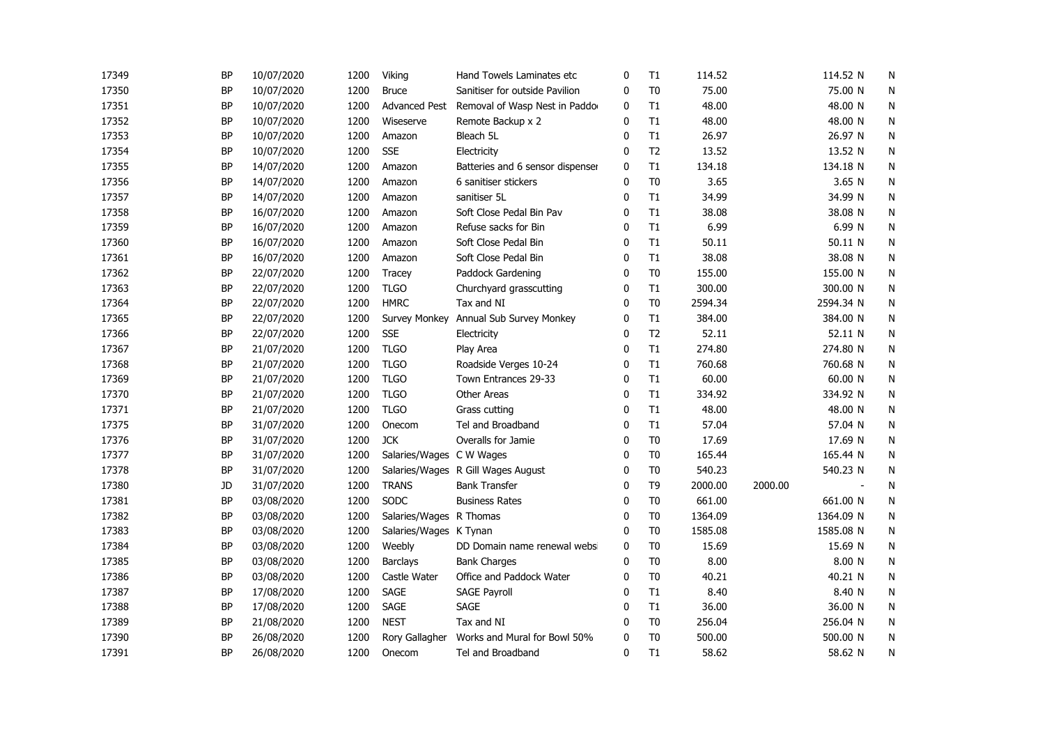| | | | | | | | | | | | |
|---|---|---|---|---|---|---|---|---|---|---|---|
| 17349 | BP | 10/07/2020 | 1200 | Viking | Hand Towels Laminates etc | 0 | T1 | 114.52 | | 114.52 N | N |
| 17350 | BP | 10/07/2020 | 1200 | Bruce | Sanitiser for outside Pavilion | 0 | T0 | 75.00 | | 75.00 N | N |
| 17351 | BP | 10/07/2020 | 1200 | Advanced Pest | Removal of Wasp Nest in Paddo | 0 | T1 | 48.00 | | 48.00 N | N |
| 17352 | BP | 10/07/2020 | 1200 | Wiseserve | Remote Backup x 2 | 0 | T1 | 48.00 | | 48.00 N | N |
| 17353 | BP | 10/07/2020 | 1200 | Amazon | Bleach 5L | 0 | T1 | 26.97 | | 26.97 N | N |
| 17354 | BP | 10/07/2020 | 1200 | SSE | Electricity | 0 | T2 | 13.52 | | 13.52 N | N |
| 17355 | BP | 14/07/2020 | 1200 | Amazon | Batteries and 6 sensor dispenser | 0 | T1 | 134.18 | | 134.18 N | N |
| 17356 | BP | 14/07/2020 | 1200 | Amazon | 6 sanitiser stickers | 0 | T0 | 3.65 | | 3.65 N | N |
| 17357 | BP | 14/07/2020 | 1200 | Amazon | sanitiser 5L | 0 | T1 | 34.99 | | 34.99 N | N |
| 17358 | BP | 16/07/2020 | 1200 | Amazon | Soft Close Pedal Bin Pav | 0 | T1 | 38.08 | | 38.08 N | N |
| 17359 | BP | 16/07/2020 | 1200 | Amazon | Refuse sacks for Bin | 0 | T1 | 6.99 | | 6.99 N | N |
| 17360 | BP | 16/07/2020 | 1200 | Amazon | Soft Close Pedal Bin | 0 | T1 | 50.11 | | 50.11 N | N |
| 17361 | BP | 16/07/2020 | 1200 | Amazon | Soft Close Pedal Bin | 0 | T1 | 38.08 | | 38.08 N | N |
| 17362 | BP | 22/07/2020 | 1200 | Tracey | Paddock Gardening | 0 | T0 | 155.00 | | 155.00 N | N |
| 17363 | BP | 22/07/2020 | 1200 | TLGO | Churchyard grasscutting | 0 | T1 | 300.00 | | 300.00 N | N |
| 17364 | BP | 22/07/2020 | 1200 | HMRC | Tax and NI | 0 | T0 | 2594.34 | | 2594.34 N | N |
| 17365 | BP | 22/07/2020 | 1200 | Survey Monkey | Annual Sub Survey Monkey | 0 | T1 | 384.00 | | 384.00 N | N |
| 17366 | BP | 22/07/2020 | 1200 | SSE | Electricity | 0 | T2 | 52.11 | | 52.11 N | N |
| 17367 | BP | 21/07/2020 | 1200 | TLGO | Play Area | 0 | T1 | 274.80 | | 274.80 N | N |
| 17368 | BP | 21/07/2020 | 1200 | TLGO | Roadside Verges 10-24 | 0 | T1 | 760.68 | | 760.68 N | N |
| 17369 | BP | 21/07/2020 | 1200 | TLGO | Town Entrances 29-33 | 0 | T1 | 60.00 | | 60.00 N | N |
| 17370 | BP | 21/07/2020 | 1200 | TLGO | Other Areas | 0 | T1 | 334.92 | | 334.92 N | N |
| 17371 | BP | 21/07/2020 | 1200 | TLGO | Grass cutting | 0 | T1 | 48.00 | | 48.00 N | N |
| 17375 | BP | 31/07/2020 | 1200 | Onecom | Tel and Broadband | 0 | T1 | 57.04 | | 57.04 N | N |
| 17376 | BP | 31/07/2020 | 1200 | JCK | Overalls for Jamie | 0 | T0 | 17.69 | | 17.69 N | N |
| 17377 | BP | 31/07/2020 | 1200 | Salaries/Wages | C W Wages | 0 | T0 | 165.44 | | 165.44 N | N |
| 17378 | BP | 31/07/2020 | 1200 | Salaries/Wages | R Gill Wages August | 0 | T0 | 540.23 | | 540.23 N | N |
| 17380 | JD | 31/07/2020 | 1200 | TRANS | Bank Transfer | 0 | T9 | 2000.00 | 2000.00 | - | N |
| 17381 | BP | 03/08/2020 | 1200 | SODC | Business Rates | 0 | T0 | 661.00 | | 661.00 N | N |
| 17382 | BP | 03/08/2020 | 1200 | Salaries/Wages | R Thomas | 0 | T0 | 1364.09 | | 1364.09 N | N |
| 17383 | BP | 03/08/2020 | 1200 | Salaries/Wages | K Tynan | 0 | T0 | 1585.08 | | 1585.08 N | N |
| 17384 | BP | 03/08/2020 | 1200 | Weebly | DD Domain name renewal websi | 0 | T0 | 15.69 | | 15.69 N | N |
| 17385 | BP | 03/08/2020 | 1200 | Barclays | Bank Charges | 0 | T0 | 8.00 | | 8.00 N | N |
| 17386 | BP | 03/08/2020 | 1200 | Castle Water | Office and Paddock Water | 0 | T0 | 40.21 | | 40.21 N | N |
| 17387 | BP | 17/08/2020 | 1200 | SAGE | SAGE Payroll | 0 | T1 | 8.40 | | 8.40 N | N |
| 17388 | BP | 17/08/2020 | 1200 | SAGE | SAGE | 0 | T1 | 36.00 | | 36.00 N | N |
| 17389 | BP | 21/08/2020 | 1200 | NEST | Tax and NI | 0 | T0 | 256.04 | | 256.04 N | N |
| 17390 | BP | 26/08/2020 | 1200 | Rory Gallagher | Works and Mural for Bowl 50% | 0 | T0 | 500.00 | | 500.00 N | N |
| 17391 | BP | 26/08/2020 | 1200 | Onecom | Tel and Broadband | 0 | T1 | 58.62 | | 58.62 N | N |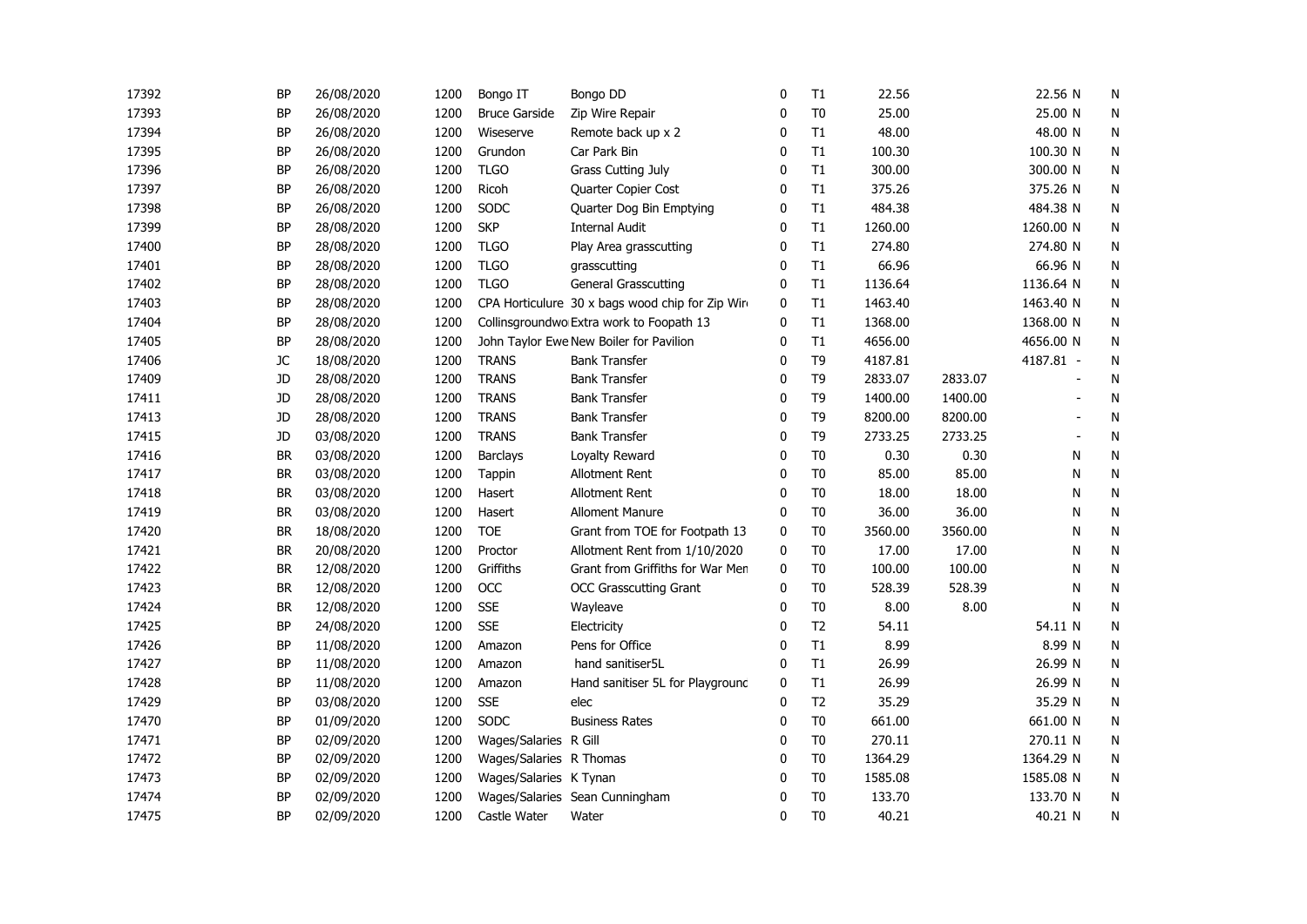| | | | | | | | | | | | | |
|---|---|---|---|---|---|---|---|---|---|---|---|---|
| 17392 | BP | 26/08/2020 | 1200 | Bongo IT | Bongo DD | 0 | T1 | 22.56 | | 22.56 | N | N |
| 17393 | BP | 26/08/2020 | 1200 | Bruce Garside | Zip Wire Repair | 0 | T0 | 25.00 | | 25.00 | N | N |
| 17394 | BP | 26/08/2020 | 1200 | Wiseserve | Remote back up x 2 | 0 | T1 | 48.00 | | 48.00 | N | N |
| 17395 | BP | 26/08/2020 | 1200 | Grundon | Car Park Bin | 0 | T1 | 100.30 | | 100.30 | N | N |
| 17396 | BP | 26/08/2020 | 1200 | TLGO | Grass Cutting July | 0 | T1 | 300.00 | | 300.00 | N | N |
| 17397 | BP | 26/08/2020 | 1200 | Ricoh | Quarter Copier Cost | 0 | T1 | 375.26 | | 375.26 | N | N |
| 17398 | BP | 26/08/2020 | 1200 | SODC | Quarter Dog Bin Emptying | 0 | T1 | 484.38 | | 484.38 | N | N |
| 17399 | BP | 28/08/2020 | 1200 | SKP | Internal Audit | 0 | T1 | 1260.00 | | 1260.00 | N | N |
| 17400 | BP | 28/08/2020 | 1200 | TLGO | Play Area grasscutting | 0 | T1 | 274.80 | | 274.80 | N | N |
| 17401 | BP | 28/08/2020 | 1200 | TLGO | grasscutting | 0 | T1 | 66.96 | | 66.96 | N | N |
| 17402 | BP | 28/08/2020 | 1200 | TLGO | General Grasscutting | 0 | T1 | 1136.64 | | 1136.64 | N | N |
| 17403 | BP | 28/08/2020 | 1200 | CPA Horticulure | 30 x bags wood chip for Zip Wir | 0 | T1 | 1463.40 | | 1463.40 | N | N |
| 17404 | BP | 28/08/2020 | 1200 | Collinsgroundwo | Extra work to Foopath 13 | 0 | T1 | 1368.00 | | 1368.00 | N | N |
| 17405 | BP | 28/08/2020 | 1200 | John Taylor Ewe | New Boiler for Pavilion | 0 | T1 | 4656.00 | | 4656.00 | N | N |
| 17406 | JC | 18/08/2020 | 1200 | TRANS | Bank Transfer | 0 | T9 | 4187.81 | | 4187.81 | - | N |
| 17409 | JD | 28/08/2020 | 1200 | TRANS | Bank Transfer | 0 | T9 | 2833.07 | 2833.07 | - | | N |
| 17411 | JD | 28/08/2020 | 1200 | TRANS | Bank Transfer | 0 | T9 | 1400.00 | 1400.00 | - | | N |
| 17413 | JD | 28/08/2020 | 1200 | TRANS | Bank Transfer | 0 | T9 | 8200.00 | 8200.00 | - | | N |
| 17415 | JD | 03/08/2020 | 1200 | TRANS | Bank Transfer | 0 | T9 | 2733.25 | 2733.25 | - | | N |
| 17416 | BR | 03/08/2020 | 1200 | Barclays | Loyalty Reward | 0 | T0 | 0.30 | 0.30 | | N | N |
| 17417 | BR | 03/08/2020 | 1200 | Tappin | Allotment Rent | 0 | T0 | 85.00 | 85.00 | | N | N |
| 17418 | BR | 03/08/2020 | 1200 | Hasert | Allotment Rent | 0 | T0 | 18.00 | 18.00 | | N | N |
| 17419 | BR | 03/08/2020 | 1200 | Hasert | Alloment Manure | 0 | T0 | 36.00 | 36.00 | | N | N |
| 17420 | BR | 18/08/2020 | 1200 | TOE | Grant from TOE for Footpath 13 | 0 | T0 | 3560.00 | 3560.00 | | N | N |
| 17421 | BR | 20/08/2020 | 1200 | Proctor | Allotment Rent from 1/10/2020 | 0 | T0 | 17.00 | 17.00 | | N | N |
| 17422 | BR | 12/08/2020 | 1200 | Griffiths | Grant from Griffiths for War Men | 0 | T0 | 100.00 | 100.00 | | N | N |
| 17423 | BR | 12/08/2020 | 1200 | OCC | OCC Grasscutting Grant | 0 | T0 | 528.39 | 528.39 | | N | N |
| 17424 | BR | 12/08/2020 | 1200 | SSE | Wayleave | 0 | T0 | 8.00 | 8.00 | | N | N |
| 17425 | BP | 24/08/2020 | 1200 | SSE | Electricity | 0 | T2 | 54.11 | | 54.11 | N | N |
| 17426 | BP | 11/08/2020 | 1200 | Amazon | Pens for Office | 0 | T1 | 8.99 | | 8.99 | N | N |
| 17427 | BP | 11/08/2020 | 1200 | Amazon | hand sanitiser5L | 0 | T1 | 26.99 | | 26.99 | N | N |
| 17428 | BP | 11/08/2020 | 1200 | Amazon | Hand sanitiser 5L for Playgrounc | 0 | T1 | 26.99 | | 26.99 | N | N |
| 17429 | BP | 03/08/2020 | 1200 | SSE | elec | 0 | T2 | 35.29 | | 35.29 | N | N |
| 17470 | BP | 01/09/2020 | 1200 | SODC | Business Rates | 0 | T0 | 661.00 | | 661.00 | N | N |
| 17471 | BP | 02/09/2020 | 1200 | Wages/Salaries | R Gill | 0 | T0 | 270.11 | | 270.11 | N | N |
| 17472 | BP | 02/09/2020 | 1200 | Wages/Salaries | R Thomas | 0 | T0 | 1364.29 | | 1364.29 | N | N |
| 17473 | BP | 02/09/2020 | 1200 | Wages/Salaries | K Tynan | 0 | T0 | 1585.08 | | 1585.08 | N | N |
| 17474 | BP | 02/09/2020 | 1200 | Wages/Salaries | Sean Cunningham | 0 | T0 | 133.70 | | 133.70 | N | N |
| 17475 | BP | 02/09/2020 | 1200 | Castle Water | Water | 0 | T0 | 40.21 | | 40.21 | N | N |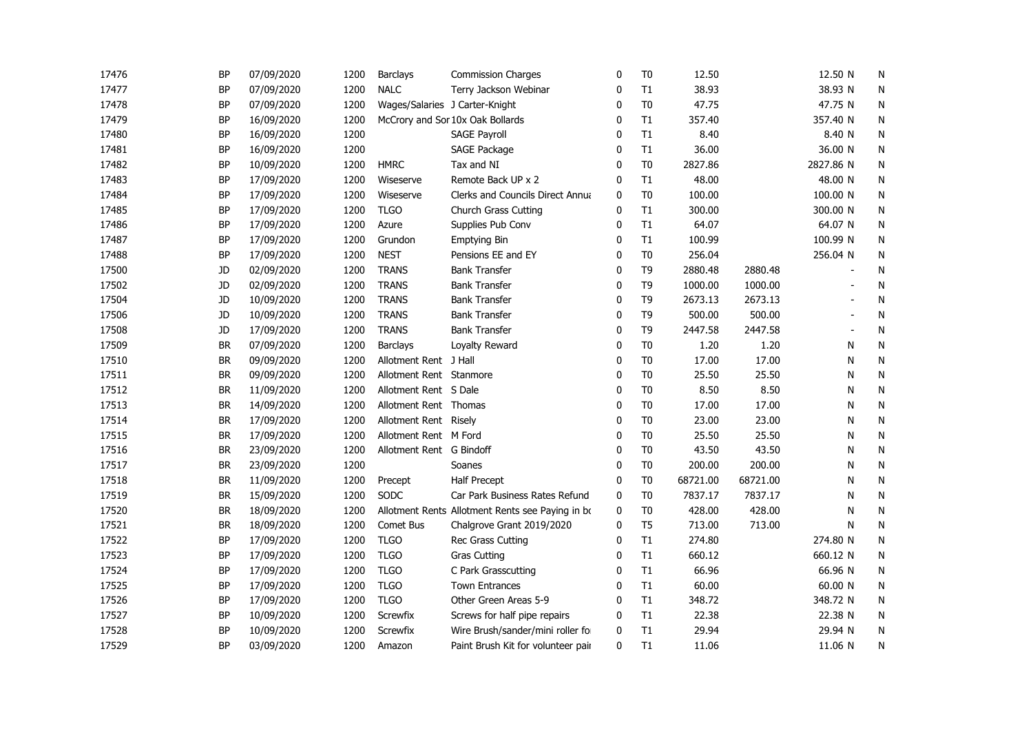| | | | | | | | | | | | |
|---|---|---|---|---|---|---|---|---|---|---|---|
| 17476 | BP | 07/09/2020 | 1200 | Barclays | Commission Charges | 0 | T0 | 12.50 | | 12.50 N | N |
| 17477 | BP | 07/09/2020 | 1200 | NALC | Terry Jackson Webinar | 0 | T1 | 38.93 | | 38.93 N | N |
| 17478 | BP | 07/09/2020 | 1200 | Wages/Salaries | J Carter-Knight | 0 | T0 | 47.75 | | 47.75 N | N |
| 17479 | BP | 16/09/2020 | 1200 | McCrory and Sor | 10x Oak Bollards | 0 | T1 | 357.40 | | 357.40 N | N |
| 17480 | BP | 16/09/2020 | 1200 | | SAGE Payroll | 0 | T1 | 8.40 | | 8.40 N | N |
| 17481 | BP | 16/09/2020 | 1200 | | SAGE Package | 0 | T1 | 36.00 | | 36.00 N | N |
| 17482 | BP | 10/09/2020 | 1200 | HMRC | Tax and NI | 0 | T0 | 2827.86 | | 2827.86 N | N |
| 17483 | BP | 17/09/2020 | 1200 | Wiseserve | Remote Back UP x 2 | 0 | T1 | 48.00 | | 48.00 N | N |
| 17484 | BP | 17/09/2020 | 1200 | Wiseserve | Clerks and Councils Direct Annua | 0 | T0 | 100.00 | | 100.00 N | N |
| 17485 | BP | 17/09/2020 | 1200 | TLGO | Church Grass Cutting | 0 | T1 | 300.00 | | 300.00 N | N |
| 17486 | BP | 17/09/2020 | 1200 | Azure | Supplies Pub Conv | 0 | T1 | 64.07 | | 64.07 N | N |
| 17487 | BP | 17/09/2020 | 1200 | Grundon | Emptying Bin | 0 | T1 | 100.99 | | 100.99 N | N |
| 17488 | BP | 17/09/2020 | 1200 | NEST | Pensions EE and EY | 0 | T0 | 256.04 | | 256.04 N | N |
| 17500 | JD | 02/09/2020 | 1200 | TRANS | Bank Transfer | 0 | T9 | 2880.48 | 2880.48 | - | N |
| 17502 | JD | 02/09/2020 | 1200 | TRANS | Bank Transfer | 0 | T9 | 1000.00 | 1000.00 | - | N |
| 17504 | JD | 10/09/2020 | 1200 | TRANS | Bank Transfer | 0 | T9 | 2673.13 | 2673.13 | - | N |
| 17506 | JD | 10/09/2020 | 1200 | TRANS | Bank Transfer | 0 | T9 | 500.00 | 500.00 | - | N |
| 17508 | JD | 17/09/2020 | 1200 | TRANS | Bank Transfer | 0 | T9 | 2447.58 | 2447.58 | - | N |
| 17509 | BR | 07/09/2020 | 1200 | Barclays | Loyalty Reward | 0 | T0 | 1.20 | 1.20 | N | N |
| 17510 | BR | 09/09/2020 | 1200 | Allotment Rent | J Hall | 0 | T0 | 17.00 | 17.00 | N | N |
| 17511 | BR | 09/09/2020 | 1200 | Allotment Rent | Stanmore | 0 | T0 | 25.50 | 25.50 | N | N |
| 17512 | BR | 11/09/2020 | 1200 | Allotment Rent | S Dale | 0 | T0 | 8.50 | 8.50 | N | N |
| 17513 | BR | 14/09/2020 | 1200 | Allotment Rent | Thomas | 0 | T0 | 17.00 | 17.00 | N | N |
| 17514 | BR | 17/09/2020 | 1200 | Allotment Rent | Risely | 0 | T0 | 23.00 | 23.00 | N | N |
| 17515 | BR | 17/09/2020 | 1200 | Allotment Rent | M Ford | 0 | T0 | 25.50 | 25.50 | N | N |
| 17516 | BR | 23/09/2020 | 1200 | Allotment Rent | G Bindoff | 0 | T0 | 43.50 | 43.50 | N | N |
| 17517 | BR | 23/09/2020 | 1200 | | Soanes | 0 | T0 | 200.00 | 200.00 | N | N |
| 17518 | BR | 11/09/2020 | 1200 | Precept | Half Precept | 0 | T0 | 68721.00 | 68721.00 | N | N |
| 17519 | BR | 15/09/2020 | 1200 | SODC | Car Park Business Rates Refund | 0 | T0 | 7837.17 | 7837.17 | N | N |
| 17520 | BR | 18/09/2020 | 1200 | Allotment Rents | Allotment Rents see Paying in bo | 0 | T0 | 428.00 | 428.00 | N | N |
| 17521 | BR | 18/09/2020 | 1200 | Comet Bus | Chalgrove Grant 2019/2020 | 0 | T5 | 713.00 | 713.00 | N | N |
| 17522 | BP | 17/09/2020 | 1200 | TLGO | Rec Grass Cutting | 0 | T1 | 274.80 | | 274.80 N | N |
| 17523 | BP | 17/09/2020 | 1200 | TLGO | Gras Cutting | 0 | T1 | 660.12 | | 660.12 N | N |
| 17524 | BP | 17/09/2020 | 1200 | TLGO | C Park Grasscutting | 0 | T1 | 66.96 | | 66.96 N | N |
| 17525 | BP | 17/09/2020 | 1200 | TLGO | Town Entrances | 0 | T1 | 60.00 | | 60.00 N | N |
| 17526 | BP | 17/09/2020 | 1200 | TLGO | Other Green Areas 5-9 | 0 | T1 | 348.72 | | 348.72 N | N |
| 17527 | BP | 10/09/2020 | 1200 | Screwfix | Screws for half pipe repairs | 0 | T1 | 22.38 | | 22.38 N | N |
| 17528 | BP | 10/09/2020 | 1200 | Screwfix | Wire Brush/sander/mini roller fo | 0 | T1 | 29.94 | | 29.94 N | N |
| 17529 | BP | 03/09/2020 | 1200 | Amazon | Paint Brush Kit for volunteer pai | 0 | T1 | 11.06 | | 11.06 N | N |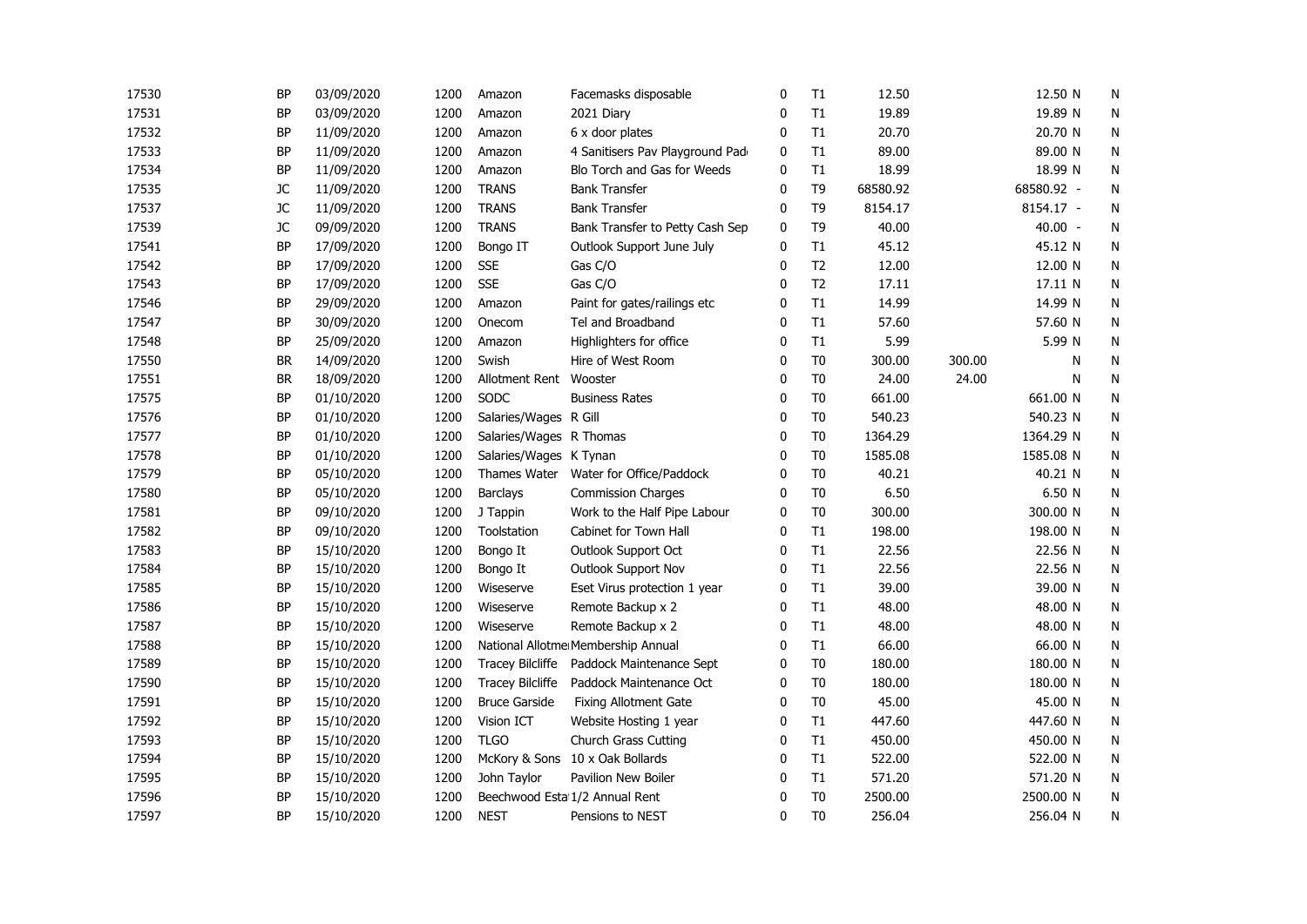| | | | | | | | | | | | |
|---|---|---|---|---|---|---|---|---|---|---|---|
| 17530 | BP | 03/09/2020 | 1200 | Amazon | Facemasks disposable | 0 | T1 | 12.50 | | 12.50 N | N |
| 17531 | BP | 03/09/2020 | 1200 | Amazon | 2021 Diary | 0 | T1 | 19.89 | | 19.89 N | N |
| 17532 | BP | 11/09/2020 | 1200 | Amazon | 6 x door plates | 0 | T1 | 20.70 | | 20.70 N | N |
| 17533 | BP | 11/09/2020 | 1200 | Amazon | 4 Sanitisers Pav Playground Padd | 0 | T1 | 89.00 | | 89.00 N | N |
| 17534 | BP | 11/09/2020 | 1200 | Amazon | Blo Torch and Gas for Weeds | 0 | T1 | 18.99 | | 18.99 N | N |
| 17535 | JC | 11/09/2020 | 1200 | TRANS | Bank Transfer | 0 | T9 | 68580.92 | | 68580.92 - | N |
| 17537 | JC | 11/09/2020 | 1200 | TRANS | Bank Transfer | 0 | T9 | 8154.17 | | 8154.17 - | N |
| 17539 | JC | 09/09/2020 | 1200 | TRANS | Bank Transfer to Petty Cash Sep | 0 | T9 | 40.00 | | 40.00 - | N |
| 17541 | BP | 17/09/2020 | 1200 | Bongo IT | Outlook Support June July | 0 | T1 | 45.12 | | 45.12 N | N |
| 17542 | BP | 17/09/2020 | 1200 | SSE | Gas C/O | 0 | T2 | 12.00 | | 12.00 N | N |
| 17543 | BP | 17/09/2020 | 1200 | SSE | Gas C/O | 0 | T2 | 17.11 | | 17.11 N | N |
| 17546 | BP | 29/09/2020 | 1200 | Amazon | Paint for gates/railings etc | 0 | T1 | 14.99 | | 14.99 N | N |
| 17547 | BP | 30/09/2020 | 1200 | Onecom | Tel and Broadband | 0 | T1 | 57.60 | | 57.60 N | N |
| 17548 | BP | 25/09/2020 | 1200 | Amazon | Highlighters for office | 0 | T1 | 5.99 | | 5.99 N | N |
| 17550 | BR | 14/09/2020 | 1200 | Swish | Hire of West Room | 0 | T0 | 300.00 | 300.00 | N | N |
| 17551 | BR | 18/09/2020 | 1200 | Allotment Rent | Wooster | 0 | T0 | 24.00 | 24.00 | N | N |
| 17575 | BP | 01/10/2020 | 1200 | SODC | Business Rates | 0 | T0 | 661.00 | | 661.00 N | N |
| 17576 | BP | 01/10/2020 | 1200 | Salaries/Wages | R Gill | 0 | T0 | 540.23 | | 540.23 N | N |
| 17577 | BP | 01/10/2020 | 1200 | Salaries/Wages | R Thomas | 0 | T0 | 1364.29 | | 1364.29 N | N |
| 17578 | BP | 01/10/2020 | 1200 | Salaries/Wages | K Tynan | 0 | T0 | 1585.08 | | 1585.08 N | N |
| 17579 | BP | 05/10/2020 | 1200 | Thames Water | Water for Office/Paddock | 0 | T0 | 40.21 | | 40.21 N | N |
| 17580 | BP | 05/10/2020 | 1200 | Barclays | Commission Charges | 0 | T0 | 6.50 | | 6.50 N | N |
| 17581 | BP | 09/10/2020 | 1200 | J Tappin | Work to the Half Pipe Labour | 0 | T0 | 300.00 | | 300.00 N | N |
| 17582 | BP | 09/10/2020 | 1200 | Toolstation | Cabinet for Town Hall | 0 | T1 | 198.00 | | 198.00 N | N |
| 17583 | BP | 15/10/2020 | 1200 | Bongo It | Outlook Support Oct | 0 | T1 | 22.56 | | 22.56 N | N |
| 17584 | BP | 15/10/2020 | 1200 | Bongo It | Outlook Support Nov | 0 | T1 | 22.56 | | 22.56 N | N |
| 17585 | BP | 15/10/2020 | 1200 | Wiseserve | Eset Virus protection 1 year | 0 | T1 | 39.00 | | 39.00 N | N |
| 17586 | BP | 15/10/2020 | 1200 | Wiseserve | Remote Backup x 2 | 0 | T1 | 48.00 | | 48.00 N | N |
| 17587 | BP | 15/10/2020 | 1200 | Wiseserve | Remote Backup x 2 | 0 | T1 | 48.00 | | 48.00 N | N |
| 17588 | BP | 15/10/2020 | 1200 | National Allotme | Membership Annual | 0 | T1 | 66.00 | | 66.00 N | N |
| 17589 | BP | 15/10/2020 | 1200 | Tracey Bilcliffe | Paddock Maintenance Sept | 0 | T0 | 180.00 | | 180.00 N | N |
| 17590 | BP | 15/10/2020 | 1200 | Tracey Bilcliffe | Paddock Maintenance Oct | 0 | T0 | 180.00 | | 180.00 N | N |
| 17591 | BP | 15/10/2020 | 1200 | Bruce Garside | Fixing Allotment Gate | 0 | T0 | 45.00 | | 45.00 N | N |
| 17592 | BP | 15/10/2020 | 1200 | Vision ICT | Website Hosting 1 year | 0 | T1 | 447.60 | | 447.60 N | N |
| 17593 | BP | 15/10/2020 | 1200 | TLGO | Church Grass Cutting | 0 | T1 | 450.00 | | 450.00 N | N |
| 17594 | BP | 15/10/2020 | 1200 | McKory & Sons | 10 x Oak Bollards | 0 | T1 | 522.00 | | 522.00 N | N |
| 17595 | BP | 15/10/2020 | 1200 | John Taylor | Pavilion New Boiler | 0 | T1 | 571.20 | | 571.20 N | N |
| 17596 | BP | 15/10/2020 | 1200 | Beechwood Esta | 1/2 Annual Rent | 0 | T0 | 2500.00 | | 2500.00 N | N |
| 17597 | BP | 15/10/2020 | 1200 | NEST | Pensions to NEST | 0 | T0 | 256.04 | | 256.04 N | N |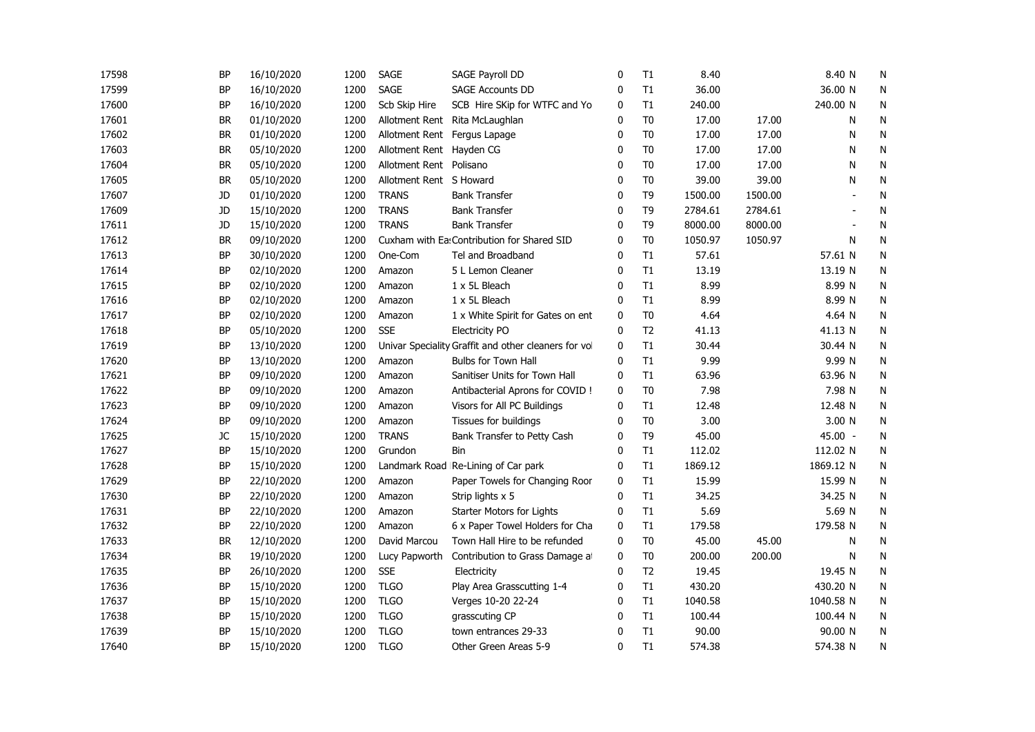| | | | | | | | | | | | |
|---|---|---|---|---|---|---|---|---|---|---|---|
| 17598 | BP | 16/10/2020 | 1200 | SAGE | SAGE Payroll DD | 0 | T1 | 8.40 | | 8.40 N | N |
| 17599 | BP | 16/10/2020 | 1200 | SAGE | SAGE Accounts DD | 0 | T1 | 36.00 | | 36.00 N | N |
| 17600 | BP | 16/10/2020 | 1200 | Scb Skip Hire | SCB Hire SKip for WTFC and Yo | 0 | T1 | 240.00 | | 240.00 N | N |
| 17601 | BR | 01/10/2020 | 1200 | Allotment Rent | Rita McLaughlan | 0 | T0 | 17.00 | 17.00 | N | N |
| 17602 | BR | 01/10/2020 | 1200 | Allotment Rent | Fergus Lapage | 0 | T0 | 17.00 | 17.00 | N | N |
| 17603 | BR | 05/10/2020 | 1200 | Allotment Rent | Hayden CG | 0 | T0 | 17.00 | 17.00 | N | N |
| 17604 | BR | 05/10/2020 | 1200 | Allotment Rent | Polisano | 0 | T0 | 17.00 | 17.00 | N | N |
| 17605 | BR | 05/10/2020 | 1200 | Allotment Rent | S Howard | 0 | T0 | 39.00 | 39.00 | N | N |
| 17607 | JD | 01/10/2020 | 1200 | TRANS | Bank Transfer | 0 | T9 | 1500.00 | 1500.00 | - | N |
| 17609 | JD | 15/10/2020 | 1200 | TRANS | Bank Transfer | 0 | T9 | 2784.61 | 2784.61 | - | N |
| 17611 | JD | 15/10/2020 | 1200 | TRANS | Bank Transfer | 0 | T9 | 8000.00 | 8000.00 | - | N |
| 17612 | BR | 09/10/2020 | 1200 | Cuxham with Ea | Contribution for Shared SID | 0 | T0 | 1050.97 | 1050.97 | N | N |
| 17613 | BP | 30/10/2020 | 1200 | One-Com | Tel and Broadband | 0 | T1 | 57.61 | | 57.61 N | N |
| 17614 | BP | 02/10/2020 | 1200 | Amazon | 5 L Lemon Cleaner | 0 | T1 | 13.19 | | 13.19 N | N |
| 17615 | BP | 02/10/2020 | 1200 | Amazon | 1 x 5L Bleach | 0 | T1 | 8.99 | | 8.99 N | N |
| 17616 | BP | 02/10/2020 | 1200 | Amazon | 1 x 5L Bleach | 0 | T1 | 8.99 | | 8.99 N | N |
| 17617 | BP | 02/10/2020 | 1200 | Amazon | 1 x White Spirit for Gates on ent | 0 | T0 | 4.64 | | 4.64 N | N |
| 17618 | BP | 05/10/2020 | 1200 | SSE | Electricity PO | 0 | T2 | 41.13 | | 41.13 N | N |
| 17619 | BP | 13/10/2020 | 1200 | Univar Speciality | Graffit and other cleaners for vol | 0 | T1 | 30.44 | | 30.44 N | N |
| 17620 | BP | 13/10/2020 | 1200 | Amazon | Bulbs for Town Hall | 0 | T1 | 9.99 | | 9.99 N | N |
| 17621 | BP | 09/10/2020 | 1200 | Amazon | Sanitiser Units for Town Hall | 0 | T1 | 63.96 | | 63.96 N | N |
| 17622 | BP | 09/10/2020 | 1200 | Amazon | Antibacterial Aprons for COVID ! | 0 | T0 | 7.98 | | 7.98 N | N |
| 17623 | BP | 09/10/2020 | 1200 | Amazon | Visors for All PC Buildings | 0 | T1 | 12.48 | | 12.48 N | N |
| 17624 | BP | 09/10/2020 | 1200 | Amazon | Tissues for buildings | 0 | T0 | 3.00 | | 3.00 N | N |
| 17625 | JC | 15/10/2020 | 1200 | TRANS | Bank Transfer to Petty Cash | 0 | T9 | 45.00 | | 45.00 - | N |
| 17627 | BP | 15/10/2020 | 1200 | Grundon | Bin | 0 | T1 | 112.02 | | 112.02 N | N |
| 17628 | BP | 15/10/2020 | 1200 | Landmark Road | Re-Lining of Car park | 0 | T1 | 1869.12 | | 1869.12 N | N |
| 17629 | BP | 22/10/2020 | 1200 | Amazon | Paper Towels for Changing Roor | 0 | T1 | 15.99 | | 15.99 N | N |
| 17630 | BP | 22/10/2020 | 1200 | Amazon | Strip lights x 5 | 0 | T1 | 34.25 | | 34.25 N | N |
| 17631 | BP | 22/10/2020 | 1200 | Amazon | Starter Motors for Lights | 0 | T1 | 5.69 | | 5.69 N | N |
| 17632 | BP | 22/10/2020 | 1200 | Amazon | 6 x Paper Towel Holders for Cha | 0 | T1 | 179.58 | | 179.58 N | N |
| 17633 | BR | 12/10/2020 | 1200 | David Marcou | Town Hall Hire to be refunded | 0 | T0 | 45.00 | 45.00 | N | N |
| 17634 | BR | 19/10/2020 | 1200 | Lucy Papworth | Contribution to Grass Damage at | 0 | T0 | 200.00 | 200.00 | N | N |
| 17635 | BP | 26/10/2020 | 1200 | SSE | Electricity | 0 | T2 | 19.45 | | 19.45 N | N |
| 17636 | BP | 15/10/2020 | 1200 | TLGO | Play Area Grasscutting 1-4 | 0 | T1 | 430.20 | | 430.20 N | N |
| 17637 | BP | 15/10/2020 | 1200 | TLGO | Verges 10-20 22-24 | 0 | T1 | 1040.58 | | 1040.58 N | N |
| 17638 | BP | 15/10/2020 | 1200 | TLGO | grasscuting CP | 0 | T1 | 100.44 | | 100.44 N | N |
| 17639 | BP | 15/10/2020 | 1200 | TLGO | town entrances 29-33 | 0 | T1 | 90.00 | | 90.00 N | N |
| 17640 | BP | 15/10/2020 | 1200 | TLGO | Other Green Areas 5-9 | 0 | T1 | 574.38 | | 574.38 N | N |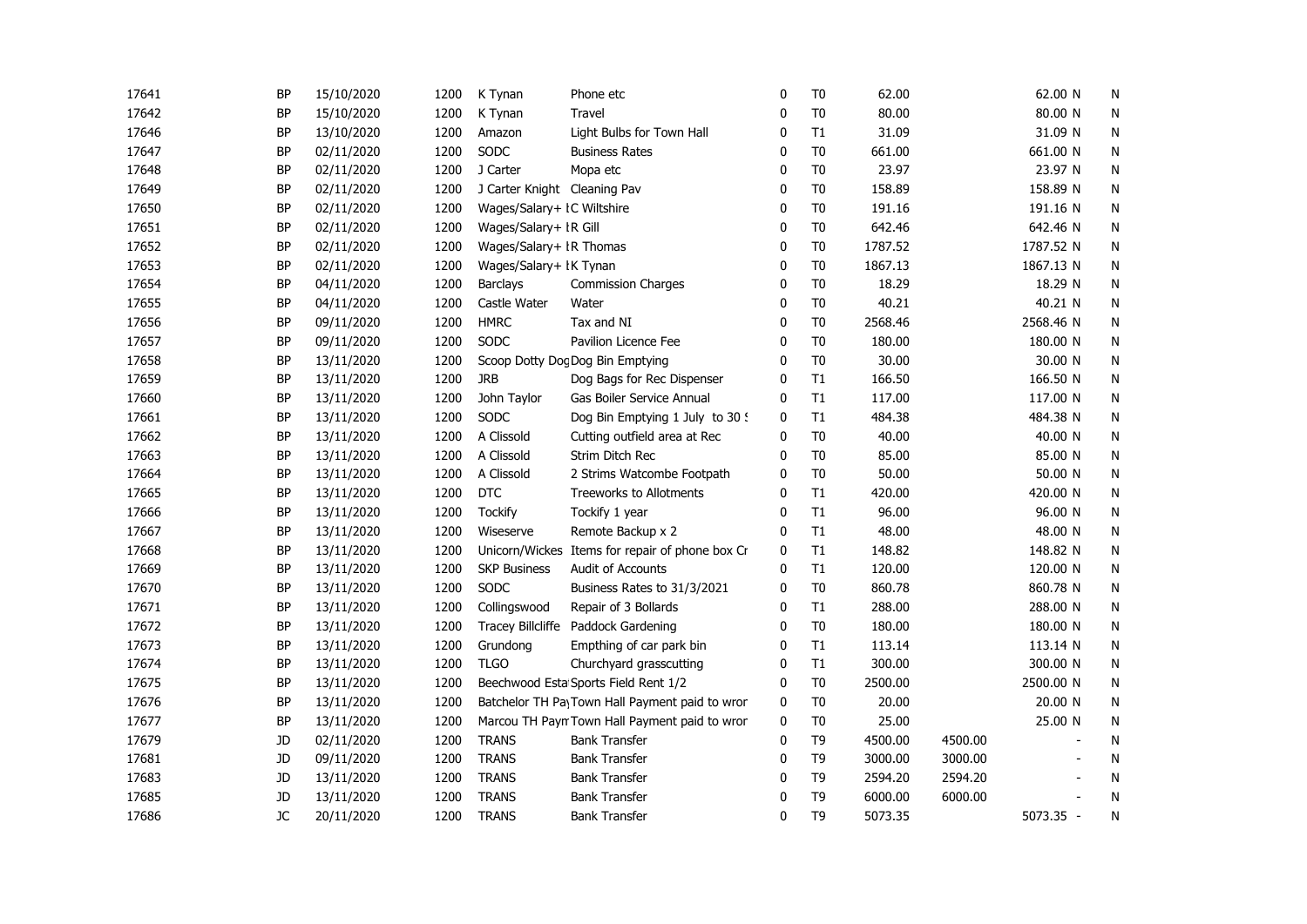| | | | | | | | | | | | | |
|---|---|---|---|---|---|---|---|---|---|---|---|---|
| 17641 | BP | 15/10/2020 | 1200 | K Tynan | Phone etc | 0 | T0 | 62.00 | | 62.00 | N | N |
| 17642 | BP | 15/10/2020 | 1200 | K Tynan | Travel | 0 | T0 | 80.00 | | 80.00 | N | N |
| 17646 | BP | 13/10/2020 | 1200 | Amazon | Light Bulbs for Town Hall | 0 | T1 | 31.09 | | 31.09 | N | N |
| 17647 | BP | 02/11/2020 | 1200 | SODC | Business Rates | 0 | T0 | 661.00 | | 661.00 | N | N |
| 17648 | BP | 02/11/2020 | 1200 | J Carter | Mopa etc | 0 | T0 | 23.97 | | 23.97 | N | N |
| 17649 | BP | 02/11/2020 | 1200 | J Carter Knight | Cleaning Pav | 0 | T0 | 158.89 | | 158.89 | N | N |
| 17650 | BP | 02/11/2020 | 1200 | Wages/Salary+ I | C Wiltshire | 0 | T0 | 191.16 | | 191.16 | N | N |
| 17651 | BP | 02/11/2020 | 1200 | Wages/Salary+ I | R Gill | 0 | T0 | 642.46 | | 642.46 | N | N |
| 17652 | BP | 02/11/2020 | 1200 | Wages/Salary+ I | R Thomas | 0 | T0 | 1787.52 | | 1787.52 | N | N |
| 17653 | BP | 02/11/2020 | 1200 | Wages/Salary+ I | K Tynan | 0 | T0 | 1867.13 | | 1867.13 | N | N |
| 17654 | BP | 04/11/2020 | 1200 | Barclays | Commission Charges | 0 | T0 | 18.29 | | 18.29 | N | N |
| 17655 | BP | 04/11/2020 | 1200 | Castle Water | Water | 0 | T0 | 40.21 | | 40.21 | N | N |
| 17656 | BP | 09/11/2020 | 1200 | HMRC | Tax and NI | 0 | T0 | 2568.46 | | 2568.46 | N | N |
| 17657 | BP | 09/11/2020 | 1200 | SODC | Pavilion Licence Fee | 0 | T0 | 180.00 | | 180.00 | N | N |
| 17658 | BP | 13/11/2020 | 1200 | Scoop Dotty Dog | Dog Bin Emptying | 0 | T0 | 30.00 | | 30.00 | N | N |
| 17659 | BP | 13/11/2020 | 1200 | JRB | Dog Bags for Rec Dispenser | 0 | T1 | 166.50 | | 166.50 | N | N |
| 17660 | BP | 13/11/2020 | 1200 | John Taylor | Gas Boiler Service Annual | 0 | T1 | 117.00 | | 117.00 | N | N |
| 17661 | BP | 13/11/2020 | 1200 | SODC | Dog Bin Emptying 1 July to 30 S | 0 | T1 | 484.38 | | 484.38 | N | N |
| 17662 | BP | 13/11/2020 | 1200 | A Clissold | Cutting outfield area at Rec | 0 | T0 | 40.00 | | 40.00 | N | N |
| 17663 | BP | 13/11/2020 | 1200 | A Clissold | Strim Ditch Rec | 0 | T0 | 85.00 | | 85.00 | N | N |
| 17664 | BP | 13/11/2020 | 1200 | A Clissold | 2 Strims Watcombe Footpath | 0 | T0 | 50.00 | | 50.00 | N | N |
| 17665 | BP | 13/11/2020 | 1200 | DTC | Treeworks to Allotments | 0 | T1 | 420.00 | | 420.00 | N | N |
| 17666 | BP | 13/11/2020 | 1200 | Tockify | Tockify 1 year | 0 | T1 | 96.00 | | 96.00 | N | N |
| 17667 | BP | 13/11/2020 | 1200 | Wiseserve | Remote Backup x 2 | 0 | T1 | 48.00 | | 48.00 | N | N |
| 17668 | BP | 13/11/2020 | 1200 | Unicorn/Wickes | Items for repair of phone box Cr | 0 | T1 | 148.82 | | 148.82 | N | N |
| 17669 | BP | 13/11/2020 | 1200 | SKP Business | Audit of Accounts | 0 | T1 | 120.00 | | 120.00 | N | N |
| 17670 | BP | 13/11/2020 | 1200 | SODC | Business Rates to 31/3/2021 | 0 | T0 | 860.78 | | 860.78 | N | N |
| 17671 | BP | 13/11/2020 | 1200 | Collingswood | Repair of 3 Bollards | 0 | T1 | 288.00 | | 288.00 | N | N |
| 17672 | BP | 13/11/2020 | 1200 | Tracey Billcliffe | Paddock Gardening | 0 | T0 | 180.00 | | 180.00 | N | N |
| 17673 | BP | 13/11/2020 | 1200 | Grundong | Empthing of car park bin | 0 | T1 | 113.14 | | 113.14 | N | N |
| 17674 | BP | 13/11/2020 | 1200 | TLGO | Churchyard grasscutting | 0 | T1 | 300.00 | | 300.00 | N | N |
| 17675 | BP | 13/11/2020 | 1200 | Beechwood Esta | Sports Field Rent 1/2 | 0 | T0 | 2500.00 | | 2500.00 | N | N |
| 17676 | BP | 13/11/2020 | 1200 | Batchelor TH Pay | Town Hall Payment paid to wror | 0 | T0 | 20.00 | | 20.00 | N | N |
| 17677 | BP | 13/11/2020 | 1200 | Marcou TH Paym | Town Hall Payment paid to wror | 0 | T0 | 25.00 | | 25.00 | N | N |
| 17679 | JD | 02/11/2020 | 1200 | TRANS | Bank Transfer | 0 | T9 | 4500.00 | 4500.00 | - | | N |
| 17681 | JD | 09/11/2020 | 1200 | TRANS | Bank Transfer | 0 | T9 | 3000.00 | 3000.00 | - | | N |
| 17683 | JD | 13/11/2020 | 1200 | TRANS | Bank Transfer | 0 | T9 | 2594.20 | 2594.20 | - | | N |
| 17685 | JD | 13/11/2020 | 1200 | TRANS | Bank Transfer | 0 | T9 | 6000.00 | 6000.00 | - | | N |
| 17686 | JC | 20/11/2020 | 1200 | TRANS | Bank Transfer | 0 | T9 | 5073.35 | | 5073.35 | - | N |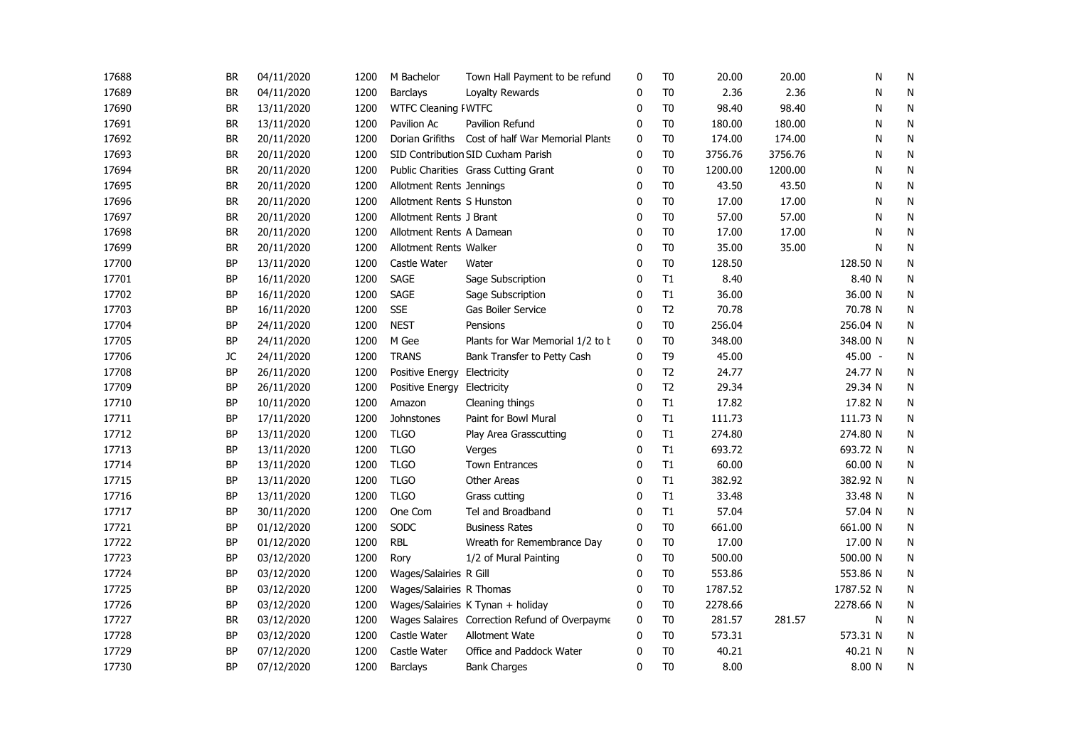| | | | | | | | | | | | |
|---|---|---|---|---|---|---|---|---|---|---|---|
| 17688 | BR | 04/11/2020 | 1200 | M Bachelor | Town Hall Payment to be refund | 0 | T0 | 20.00 | 20.00 | N | N |
| 17689 | BR | 04/11/2020 | 1200 | Barclays | Loyalty Rewards | 0 | T0 | 2.36 | 2.36 | N | N |
| 17690 | BR | 13/11/2020 | 1200 | WTFC Cleaning FWTFC | | 0 | T0 | 98.40 | 98.40 | N | N |
| 17691 | BR | 13/11/2020 | 1200 | Pavilion Ac | Pavilion Refund | 0 | T0 | 180.00 | 180.00 | N | N |
| 17692 | BR | 20/11/2020 | 1200 | Dorian Grifiths | Cost of half War Memorial Plants | 0 | T0 | 174.00 | 174.00 | N | N |
| 17693 | BR | 20/11/2020 | 1200 | SID Contribution | SID Cuxham Parish | 0 | T0 | 3756.76 | 3756.76 | N | N |
| 17694 | BR | 20/11/2020 | 1200 | Public Charities | Grass Cutting Grant | 0 | T0 | 1200.00 | 1200.00 | N | N |
| 17695 | BR | 20/11/2020 | 1200 | Allotment Rents | Jennings | 0 | T0 | 43.50 | 43.50 | N | N |
| 17696 | BR | 20/11/2020 | 1200 | Allotment Rents | S Hunston | 0 | T0 | 17.00 | 17.00 | N | N |
| 17697 | BR | 20/11/2020 | 1200 | Allotment Rents | J Brant | 0 | T0 | 57.00 | 57.00 | N | N |
| 17698 | BR | 20/11/2020 | 1200 | Allotment Rents | A Damean | 0 | T0 | 17.00 | 17.00 | N | N |
| 17699 | BR | 20/11/2020 | 1200 | Allotment Rents | Walker | 0 | T0 | 35.00 | 35.00 | N | N |
| 17700 | BP | 13/11/2020 | 1200 | Castle Water | Water | 0 | T0 | 128.50 | | 128.50 N | N |
| 17701 | BP | 16/11/2020 | 1200 | SAGE | Sage Subscription | 0 | T1 | 8.40 | | 8.40 N | N |
| 17702 | BP | 16/11/2020 | 1200 | SAGE | Sage Subscription | 0 | T1 | 36.00 | | 36.00 N | N |
| 17703 | BP | 16/11/2020 | 1200 | SSE | Gas Boiler Service | 0 | T2 | 70.78 | | 70.78 N | N |
| 17704 | BP | 24/11/2020 | 1200 | NEST | Pensions | 0 | T0 | 256.04 | | 256.04 N | N |
| 17705 | BP | 24/11/2020 | 1200 | M Gee | Plants for War Memorial 1/2 to b | 0 | T0 | 348.00 | | 348.00 N | N |
| 17706 | JC | 24/11/2020 | 1200 | TRANS | Bank Transfer to Petty Cash | 0 | T9 | 45.00 | | 45.00 - | N |
| 17708 | BP | 26/11/2020 | 1200 | Positive Energy | Electricity | 0 | T2 | 24.77 | | 24.77 N | N |
| 17709 | BP | 26/11/2020 | 1200 | Positive Energy | Electricity | 0 | T2 | 29.34 | | 29.34 N | N |
| 17710 | BP | 10/11/2020 | 1200 | Amazon | Cleaning things | 0 | T1 | 17.82 | | 17.82 N | N |
| 17711 | BP | 17/11/2020 | 1200 | Johnstones | Paint for Bowl Mural | 0 | T1 | 111.73 | | 111.73 N | N |
| 17712 | BP | 13/11/2020 | 1200 | TLGO | Play Area Grasscutting | 0 | T1 | 274.80 | | 274.80 N | N |
| 17713 | BP | 13/11/2020 | 1200 | TLGO | Verges | 0 | T1 | 693.72 | | 693.72 N | N |
| 17714 | BP | 13/11/2020 | 1200 | TLGO | Town Entrances | 0 | T1 | 60.00 | | 60.00 N | N |
| 17715 | BP | 13/11/2020 | 1200 | TLGO | Other Areas | 0 | T1 | 382.92 | | 382.92 N | N |
| 17716 | BP | 13/11/2020 | 1200 | TLGO | Grass cutting | 0 | T1 | 33.48 | | 33.48 N | N |
| 17717 | BP | 30/11/2020 | 1200 | One Com | Tel and Broadband | 0 | T1 | 57.04 | | 57.04 N | N |
| 17721 | BP | 01/12/2020 | 1200 | SODC | Business Rates | 0 | T0 | 661.00 | | 661.00 N | N |
| 17722 | BP | 01/12/2020 | 1200 | RBL | Wreath for Remembrance Day | 0 | T0 | 17.00 | | 17.00 N | N |
| 17723 | BP | 03/12/2020 | 1200 | Rory | 1/2 of Mural Painting | 0 | T0 | 500.00 | | 500.00 N | N |
| 17724 | BP | 03/12/2020 | 1200 | Wages/Salairies | R Gill | 0 | T0 | 553.86 | | 553.86 N | N |
| 17725 | BP | 03/12/2020 | 1200 | Wages/Salairies | R Thomas | 0 | T0 | 1787.52 | | 1787.52 N | N |
| 17726 | BP | 03/12/2020 | 1200 | Wages/Salairies | K Tynan + holiday | 0 | T0 | 2278.66 | | 2278.66 N | N |
| 17727 | BR | 03/12/2020 | 1200 | Wages Salaires | Correction Refund of Overpayme | 0 | T0 | 281.57 | 281.57 | N | N |
| 17728 | BP | 03/12/2020 | 1200 | Castle Water | Allotment Wate | 0 | T0 | 573.31 | | 573.31 N | N |
| 17729 | BP | 07/12/2020 | 1200 | Castle Water | Office and Paddock Water | 0 | T0 | 40.21 | | 40.21 N | N |
| 17730 | BP | 07/12/2020 | 1200 | Barclays | Bank Charges | 0 | T0 | 8.00 | | 8.00 N | N |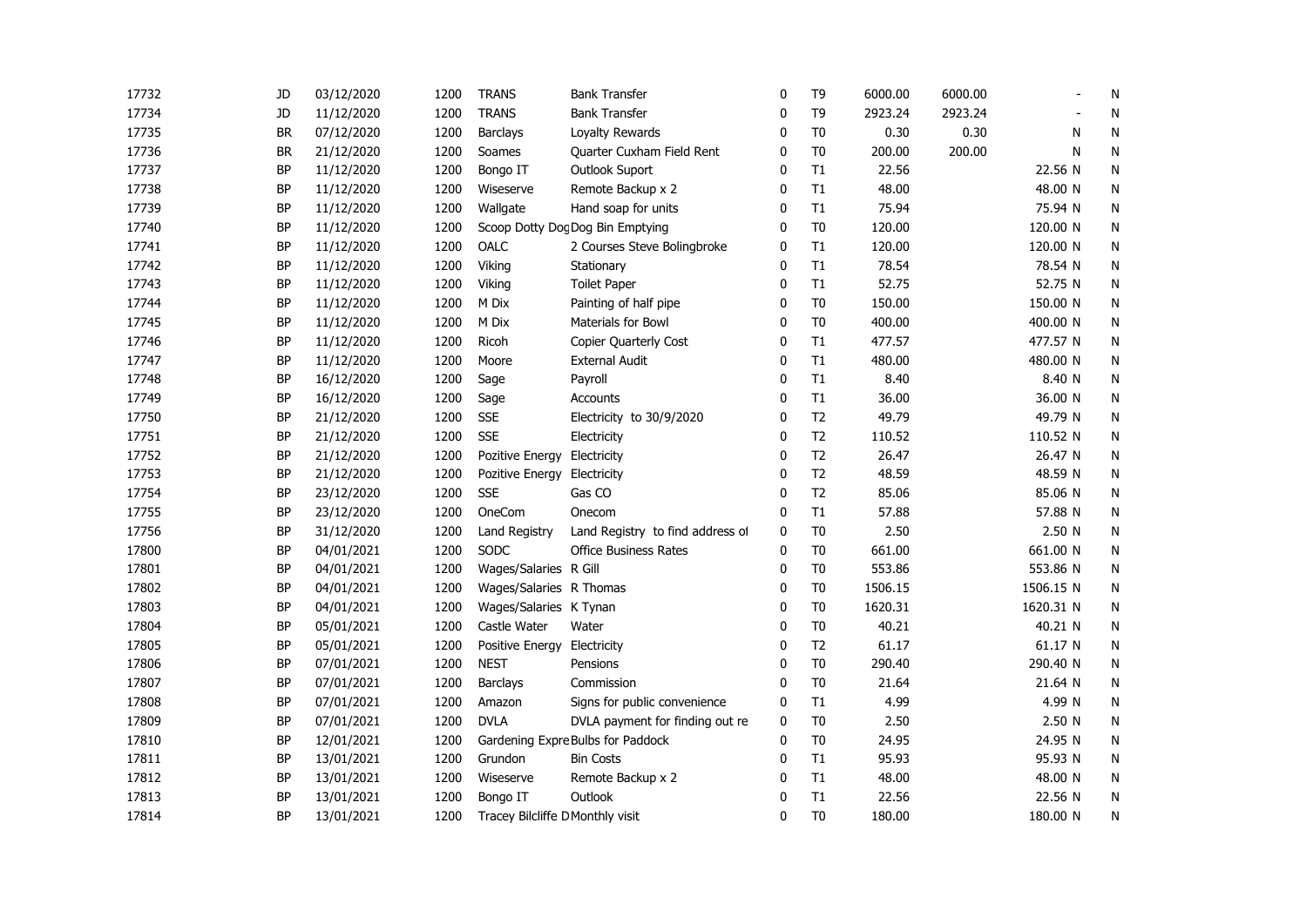| | | | | | | | | | | | |
|---|---|---|---|---|---|---|---|---|---|---|---|
| 17732 | JD | 03/12/2020 | 1200 | TRANS | Bank Transfer | 0 | T9 | 6000.00 | 6000.00 | - | N |
| 17734 | JD | 11/12/2020 | 1200 | TRANS | Bank Transfer | 0 | T9 | 2923.24 | 2923.24 | - | N |
| 17735 | BR | 07/12/2020 | 1200 | Barclays | Loyalty Rewards | 0 | T0 | 0.30 | 0.30 | N | N |
| 17736 | BR | 21/12/2020 | 1200 | Soames | Quarter Cuxham Field Rent | 0 | T0 | 200.00 | 200.00 | N | N |
| 17737 | BP | 11/12/2020 | 1200 | Bongo IT | Outlook Suport | 0 | T1 | 22.56 | | 22.56 N | N |
| 17738 | BP | 11/12/2020 | 1200 | Wiseserve | Remote Backup x 2 | 0 | T1 | 48.00 | | 48.00 N | N |
| 17739 | BP | 11/12/2020 | 1200 | Wallgate | Hand soap for units | 0 | T1 | 75.94 | | 75.94 N | N |
| 17740 | BP | 11/12/2020 | 1200 | Scoop Dotty Dog | Dog Bin Emptying | 0 | T0 | 120.00 | | 120.00 N | N |
| 17741 | BP | 11/12/2020 | 1200 | OALC | 2 Courses Steve Bolingbroke | 0 | T1 | 120.00 | | 120.00 N | N |
| 17742 | BP | 11/12/2020 | 1200 | Viking | Stationary | 0 | T1 | 78.54 | | 78.54 N | N |
| 17743 | BP | 11/12/2020 | 1200 | Viking | Toilet Paper | 0 | T1 | 52.75 | | 52.75 N | N |
| 17744 | BP | 11/12/2020 | 1200 | M Dix | Painting of half pipe | 0 | T0 | 150.00 | | 150.00 N | N |
| 17745 | BP | 11/12/2020 | 1200 | M Dix | Materials for Bowl | 0 | T0 | 400.00 | | 400.00 N | N |
| 17746 | BP | 11/12/2020 | 1200 | Ricoh | Copier Quarterly Cost | 0 | T1 | 477.57 | | 477.57 N | N |
| 17747 | BP | 11/12/2020 | 1200 | Moore | External Audit | 0 | T1 | 480.00 | | 480.00 N | N |
| 17748 | BP | 16/12/2020 | 1200 | Sage | Payroll | 0 | T1 | 8.40 | | 8.40 N | N |
| 17749 | BP | 16/12/2020 | 1200 | Sage | Accounts | 0 | T1 | 36.00 | | 36.00 N | N |
| 17750 | BP | 21/12/2020 | 1200 | SSE | Electricity to 30/9/2020 | 0 | T2 | 49.79 | | 49.79 N | N |
| 17751 | BP | 21/12/2020 | 1200 | SSE | Electricity | 0 | T2 | 110.52 | | 110.52 N | N |
| 17752 | BP | 21/12/2020 | 1200 | Pozitive Energy | Electricity | 0 | T2 | 26.47 | | 26.47 N | N |
| 17753 | BP | 21/12/2020 | 1200 | Pozitive Energy | Electricity | 0 | T2 | 48.59 | | 48.59 N | N |
| 17754 | BP | 23/12/2020 | 1200 | SSE | Gas CO | 0 | T2 | 85.06 | | 85.06 N | N |
| 17755 | BP | 23/12/2020 | 1200 | OneCom | Onecom | 0 | T1 | 57.88 | | 57.88 N | N |
| 17756 | BP | 31/12/2020 | 1200 | Land Registry | Land Registry to find address of | 0 | T0 | 2.50 | | 2.50 N | N |
| 17800 | BP | 04/01/2021 | 1200 | SODC | Office Business Rates | 0 | T0 | 661.00 | | 661.00 N | N |
| 17801 | BP | 04/01/2021 | 1200 | Wages/Salaries | R Gill | 0 | T0 | 553.86 | | 553.86 N | N |
| 17802 | BP | 04/01/2021 | 1200 | Wages/Salaries | R Thomas | 0 | T0 | 1506.15 | | 1506.15 N | N |
| 17803 | BP | 04/01/2021 | 1200 | Wages/Salaries | K Tynan | 0 | T0 | 1620.31 | | 1620.31 N | N |
| 17804 | BP | 05/01/2021 | 1200 | Castle Water | Water | 0 | T0 | 40.21 | | 40.21 N | N |
| 17805 | BP | 05/01/2021 | 1200 | Positive Energy | Electricity | 0 | T2 | 61.17 | | 61.17 N | N |
| 17806 | BP | 07/01/2021 | 1200 | NEST | Pensions | 0 | T0 | 290.40 | | 290.40 N | N |
| 17807 | BP | 07/01/2021 | 1200 | Barclays | Commission | 0 | T0 | 21.64 | | 21.64 N | N |
| 17808 | BP | 07/01/2021 | 1200 | Amazon | Signs for public convenience | 0 | T1 | 4.99 | | 4.99 N | N |
| 17809 | BP | 07/01/2021 | 1200 | DVLA | DVLA payment for finding out re | 0 | T0 | 2.50 | | 2.50 N | N |
| 17810 | BP | 12/01/2021 | 1200 | Gardening Expre | Bulbs for Paddock | 0 | T0 | 24.95 | | 24.95 N | N |
| 17811 | BP | 13/01/2021 | 1200 | Grundon | Bin Costs | 0 | T1 | 95.93 | | 95.93 N | N |
| 17812 | BP | 13/01/2021 | 1200 | Wiseserve | Remote Backup x 2 | 0 | T1 | 48.00 | | 48.00 N | N |
| 17813 | BP | 13/01/2021 | 1200 | Bongo IT | Outlook | 0 | T1 | 22.56 | | 22.56 N | N |
| 17814 | BP | 13/01/2021 | 1200 | Tracey Bilcliffe D | Monthly visit | 0 | T0 | 180.00 | | 180.00 N | N |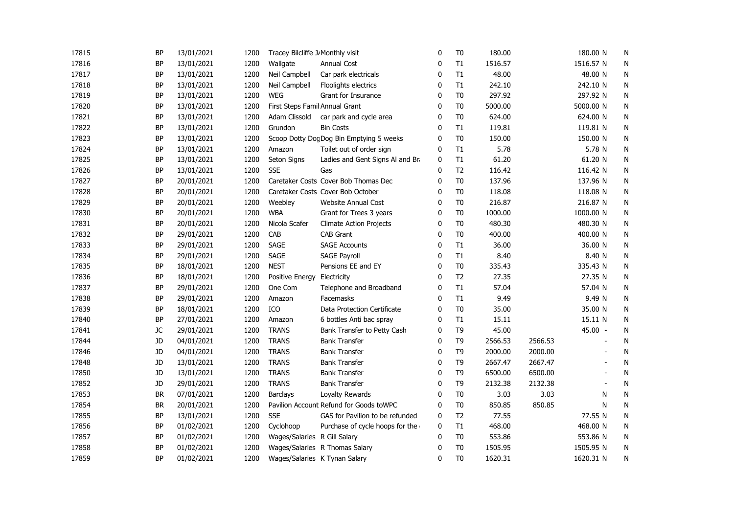| | | | | | | | | | | | | |
|---|---|---|---|---|---|---|---|---|---|---|---|---|
| 17815 | BP | 13/01/2021 | 1200 | Tracey Bilcliffe J | Monthly visit | 0 | T0 | 180.00 | | 180.00 | N | N |
| 17816 | BP | 13/01/2021 | 1200 | Wallgate | Annual Cost | 0 | T1 | 1516.57 | | 1516.57 | N | N |
| 17817 | BP | 13/01/2021 | 1200 | Neil Campbell | Car park electricals | 0 | T1 | 48.00 | | 48.00 | N | N |
| 17818 | BP | 13/01/2021 | 1200 | Neil Campbell | Floolights electrics | 0 | T1 | 242.10 | | 242.10 | N | N |
| 17819 | BP | 13/01/2021 | 1200 | WEG | Grant for Insurance | 0 | T0 | 297.92 | | 297.92 | N | N |
| 17820 | BP | 13/01/2021 | 1200 | First Steps Famil | Annual Grant | 0 | T0 | 5000.00 | | 5000.00 | N | N |
| 17821 | BP | 13/01/2021 | 1200 | Adam Clissold | car park and cycle area | 0 | T0 | 624.00 | | 624.00 | N | N |
| 17822 | BP | 13/01/2021 | 1200 | Grundon | Bin Costs | 0 | T1 | 119.81 | | 119.81 | N | N |
| 17823 | BP | 13/01/2021 | 1200 | Scoop Dotty Dog | Dog Bin Emptying 5 weeks | 0 | T0 | 150.00 | | 150.00 | N | N |
| 17824 | BP | 13/01/2021 | 1200 | Amazon | Toilet out of order sign | 0 | T1 | 5.78 | | 5.78 | N | N |
| 17825 | BP | 13/01/2021 | 1200 | Seton Signs | Ladies and Gent Signs Al and Br | 0 | T1 | 61.20 | | 61.20 | N | N |
| 17826 | BP | 13/01/2021 | 1200 | SSE | Gas | 0 | T2 | 116.42 | | 116.42 | N | N |
| 17827 | BP | 20/01/2021 | 1200 | Caretaker Costs | Cover Bob Thomas Dec | 0 | T0 | 137.96 | | 137.96 | N | N |
| 17828 | BP | 20/01/2021 | 1200 | Caretaker Costs | Cover Bob October | 0 | T0 | 118.08 | | 118.08 | N | N |
| 17829 | BP | 20/01/2021 | 1200 | Weebley | Website Annual Cost | 0 | T0 | 216.87 | | 216.87 | N | N |
| 17830 | BP | 20/01/2021 | 1200 | WBA | Grant for Trees 3 years | 0 | T0 | 1000.00 | | 1000.00 | N | N |
| 17831 | BP | 20/01/2021 | 1200 | Nicola Scafer | Climate Action Projects | 0 | T0 | 480.30 | | 480.30 | N | N |
| 17832 | BP | 29/01/2021 | 1200 | CAB | CAB Grant | 0 | T0 | 400.00 | | 400.00 | N | N |
| 17833 | BP | 29/01/2021 | 1200 | SAGE | SAGE Accounts | 0 | T1 | 36.00 | | 36.00 | N | N |
| 17834 | BP | 29/01/2021 | 1200 | SAGE | SAGE Payroll | 0 | T1 | 8.40 | | 8.40 | N | N |
| 17835 | BP | 18/01/2021 | 1200 | NEST | Pensions EE and EY | 0 | T0 | 335.43 | | 335.43 | N | N |
| 17836 | BP | 18/01/2021 | 1200 | Positive Energy | Electricity | 0 | T2 | 27.35 | | 27.35 | N | N |
| 17837 | BP | 29/01/2021 | 1200 | One Com | Telephone and Broadband | 0 | T1 | 57.04 | | 57.04 | N | N |
| 17838 | BP | 29/01/2021 | 1200 | Amazon | Facemasks | 0 | T1 | 9.49 | | 9.49 | N | N |
| 17839 | BP | 18/01/2021 | 1200 | ICO | Data Protection Certificate | 0 | T0 | 35.00 | | 35.00 | N | N |
| 17840 | BP | 27/01/2021 | 1200 | Amazon | 6 bottles Anti bac spray | 0 | T1 | 15.11 | | 15.11 | N | N |
| 17841 | JC | 29/01/2021 | 1200 | TRANS | Bank Transfer to Petty Cash | 0 | T9 | 45.00 | | 45.00 | - | N |
| 17844 | JD | 04/01/2021 | 1200 | TRANS | Bank Transfer | 0 | T9 | 2566.53 | 2566.53 | | - | N |
| 17846 | JD | 04/01/2021 | 1200 | TRANS | Bank Transfer | 0 | T9 | 2000.00 | 2000.00 | | - | N |
| 17848 | JD | 13/01/2021 | 1200 | TRANS | Bank Transfer | 0 | T9 | 2667.47 | 2667.47 | | - | N |
| 17850 | JD | 13/01/2021 | 1200 | TRANS | Bank Transfer | 0 | T9 | 6500.00 | 6500.00 | | - | N |
| 17852 | JD | 29/01/2021 | 1200 | TRANS | Bank Transfer | 0 | T9 | 2132.38 | 2132.38 | | - | N |
| 17853 | BR | 07/01/2021 | 1200 | Barclays | Loyalty Rewards | 0 | T0 | 3.03 | 3.03 | | N | N |
| 17854 | BR | 20/01/2021 | 1200 | Pavilion Account | Refund for Goods toWPC | 0 | T0 | 850.85 | 850.85 | | N | N |
| 17855 | BP | 13/01/2021 | 1200 | SSE | GAS for Pavilion to be refunded | 0 | T2 | 77.55 | | 77.55 | N | N |
| 17856 | BP | 01/02/2021 | 1200 | Cyclohoop | Purchase of cycle hoops for the | 0 | T1 | 468.00 | | 468.00 | N | N |
| 17857 | BP | 01/02/2021 | 1200 | Wages/Salaries | R Gill Salary | 0 | T0 | 553.86 | | 553.86 | N | N |
| 17858 | BP | 01/02/2021 | 1200 | Wages/Salaries | R Thomas Salary | 0 | T0 | 1505.95 | | 1505.95 | N | N |
| 17859 | BP | 01/02/2021 | 1200 | Wages/Salaries | K Tynan Salary | 0 | T0 | 1620.31 | | 1620.31 | N | N |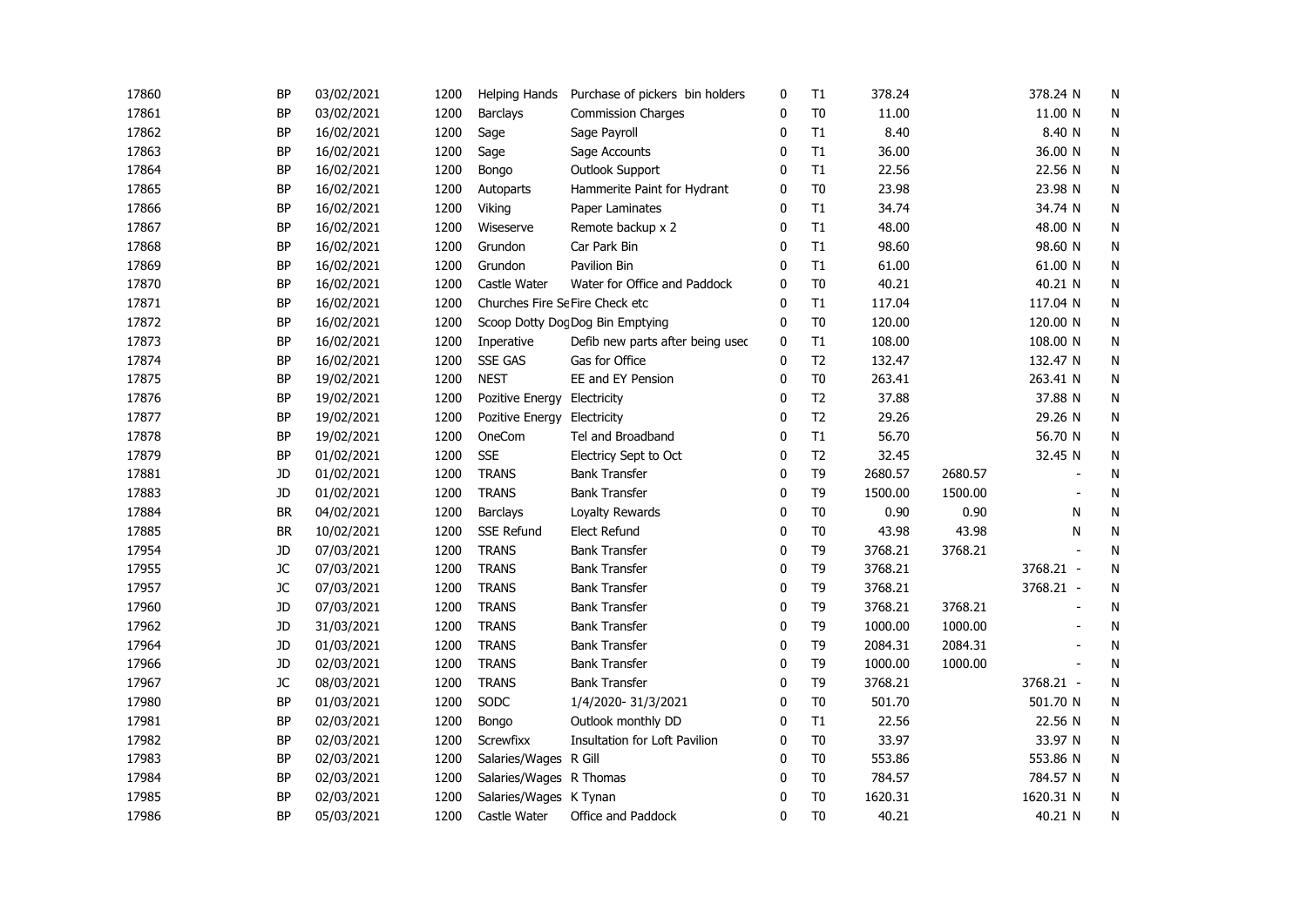| | | | | | | | | | | | |
|---|---|---|---|---|---|---|---|---|---|---|---|
| 17860 | BP | 03/02/2021 | 1200 | Helping Hands | Purchase of pickers bin holders | 0 | T1 | 378.24 | | 378.24 N | N |
| 17861 | BP | 03/02/2021 | 1200 | Barclays | Commission Charges | 0 | T0 | 11.00 | | 11.00 N | N |
| 17862 | BP | 16/02/2021 | 1200 | Sage | Sage Payroll | 0 | T1 | 8.40 | | 8.40 N | N |
| 17863 | BP | 16/02/2021 | 1200 | Sage | Sage Accounts | 0 | T1 | 36.00 | | 36.00 N | N |
| 17864 | BP | 16/02/2021 | 1200 | Bongo | Outlook Support | 0 | T1 | 22.56 | | 22.56 N | N |
| 17865 | BP | 16/02/2021 | 1200 | Autoparts | Hammerite Paint for Hydrant | 0 | T0 | 23.98 | | 23.98 N | N |
| 17866 | BP | 16/02/2021 | 1200 | Viking | Paper Laminates | 0 | T1 | 34.74 | | 34.74 N | N |
| 17867 | BP | 16/02/2021 | 1200 | Wiseserve | Remote backup x 2 | 0 | T1 | 48.00 | | 48.00 N | N |
| 17868 | BP | 16/02/2021 | 1200 | Grundon | Car Park Bin | 0 | T1 | 98.60 | | 98.60 N | N |
| 17869 | BP | 16/02/2021 | 1200 | Grundon | Pavilion Bin | 0 | T1 | 61.00 | | 61.00 N | N |
| 17870 | BP | 16/02/2021 | 1200 | Castle Water | Water for Office and Paddock | 0 | T0 | 40.21 | | 40.21 N | N |
| 17871 | BP | 16/02/2021 | 1200 | Churches Fire Se | Fire Check etc | 0 | T1 | 117.04 | | 117.04 N | N |
| 17872 | BP | 16/02/2021 | 1200 | Scoop Dotty Dog | Dog Bin Emptying | 0 | T0 | 120.00 | | 120.00 N | N |
| 17873 | BP | 16/02/2021 | 1200 | Inperative | Defib new parts after being usec | 0 | T1 | 108.00 | | 108.00 N | N |
| 17874 | BP | 16/02/2021 | 1200 | SSE GAS | Gas for Office | 0 | T2 | 132.47 | | 132.47 N | N |
| 17875 | BP | 19/02/2021 | 1200 | NEST | EE and EY Pension | 0 | T0 | 263.41 | | 263.41 N | N |
| 17876 | BP | 19/02/2021 | 1200 | Pozitive Energy | Electricity | 0 | T2 | 37.88 | | 37.88 N | N |
| 17877 | BP | 19/02/2021 | 1200 | Pozitive Energy | Electricity | 0 | T2 | 29.26 | | 29.26 N | N |
| 17878 | BP | 19/02/2021 | 1200 | OneCom | Tel and Broadband | 0 | T1 | 56.70 | | 56.70 N | N |
| 17879 | BP | 01/02/2021 | 1200 | SSE | Electricy Sept to Oct | 0 | T2 | 32.45 | | 32.45 N | N |
| 17881 | JD | 01/02/2021 | 1200 | TRANS | Bank Transfer | 0 | T9 | 2680.57 | 2680.57 | - | N |
| 17883 | JD | 01/02/2021 | 1200 | TRANS | Bank Transfer | 0 | T9 | 1500.00 | 1500.00 | - | N |
| 17884 | BR | 04/02/2021 | 1200 | Barclays | Loyalty Rewards | 0 | T0 | 0.90 | 0.90 | N | N |
| 17885 | BR | 10/02/2021 | 1200 | SSE Refund | Elect Refund | 0 | T0 | 43.98 | 43.98 | N | N |
| 17954 | JD | 07/03/2021 | 1200 | TRANS | Bank Transfer | 0 | T9 | 3768.21 | 3768.21 | - | N |
| 17955 | JC | 07/03/2021 | 1200 | TRANS | Bank Transfer | 0 | T9 | 3768.21 | | 3768.21 - | N |
| 17957 | JC | 07/03/2021 | 1200 | TRANS | Bank Transfer | 0 | T9 | 3768.21 | | 3768.21 - | N |
| 17960 | JD | 07/03/2021 | 1200 | TRANS | Bank Transfer | 0 | T9 | 3768.21 | 3768.21 | - | N |
| 17962 | JD | 31/03/2021 | 1200 | TRANS | Bank Transfer | 0 | T9 | 1000.00 | 1000.00 | - | N |
| 17964 | JD | 01/03/2021 | 1200 | TRANS | Bank Transfer | 0 | T9 | 2084.31 | 2084.31 | - | N |
| 17966 | JD | 02/03/2021 | 1200 | TRANS | Bank Transfer | 0 | T9 | 1000.00 | 1000.00 | - | N |
| 17967 | JC | 08/03/2021 | 1200 | TRANS | Bank Transfer | 0 | T9 | 3768.21 | | 3768.21 - | N |
| 17980 | BP | 01/03/2021 | 1200 | SODC | 1/4/2020- 31/3/2021 | 0 | T0 | 501.70 | | 501.70 N | N |
| 17981 | BP | 02/03/2021 | 1200 | Bongo | Outlook monthly DD | 0 | T1 | 22.56 | | 22.56 N | N |
| 17982 | BP | 02/03/2021 | 1200 | Screwfixx | Insultation for Loft Pavilion | 0 | T0 | 33.97 | | 33.97 N | N |
| 17983 | BP | 02/03/2021 | 1200 | Salaries/Wages | R Gill | 0 | T0 | 553.86 | | 553.86 N | N |
| 17984 | BP | 02/03/2021 | 1200 | Salaries/Wages | R Thomas | 0 | T0 | 784.57 | | 784.57 N | N |
| 17985 | BP | 02/03/2021 | 1200 | Salaries/Wages | K Tynan | 0 | T0 | 1620.31 | | 1620.31 N | N |
| 17986 | BP | 05/03/2021 | 1200 | Castle Water | Office and Paddock | 0 | T0 | 40.21 | | 40.21 N | N |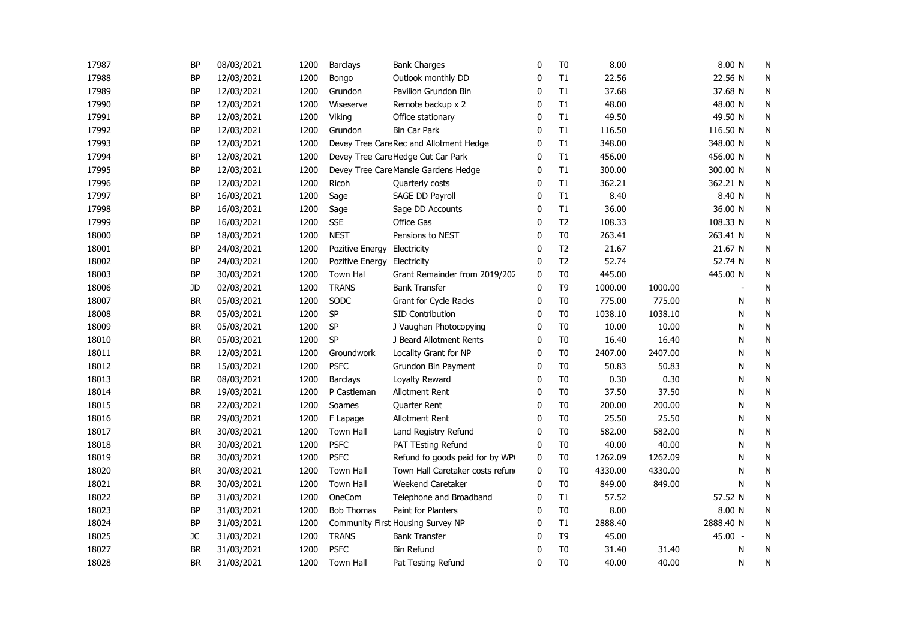| | | | | | | | | | | | |
|---|---|---|---|---|---|---|---|---|---|---|---|
| 17987 | BP | 08/03/2021 | 1200 | Barclays | Bank Charges | 0 | T0 | 8.00 | | 8.00 N | N |
| 17988 | BP | 12/03/2021 | 1200 | Bongo | Outlook monthly DD | 0 | T1 | 22.56 | | 22.56 N | N |
| 17989 | BP | 12/03/2021 | 1200 | Grundon | Pavilion Grundon Bin | 0 | T1 | 37.68 | | 37.68 N | N |
| 17990 | BP | 12/03/2021 | 1200 | Wiseserve | Remote backup x 2 | 0 | T1 | 48.00 | | 48.00 N | N |
| 17991 | BP | 12/03/2021 | 1200 | Viking | Office stationary | 0 | T1 | 49.50 | | 49.50 N | N |
| 17992 | BP | 12/03/2021 | 1200 | Grundon | Bin Car Park | 0 | T1 | 116.50 | | 116.50 N | N |
| 17993 | BP | 12/03/2021 | 1200 | Devey Tree Care | Rec and Allotment Hedge | 0 | T1 | 348.00 | | 348.00 N | N |
| 17994 | BP | 12/03/2021 | 1200 | Devey Tree Care | Hedge Cut Car Park | 0 | T1 | 456.00 | | 456.00 N | N |
| 17995 | BP | 12/03/2021 | 1200 | Devey Tree Care | Mansle Gardens Hedge | 0 | T1 | 300.00 | | 300.00 N | N |
| 17996 | BP | 12/03/2021 | 1200 | Ricoh | Quarterly costs | 0 | T1 | 362.21 | | 362.21 N | N |
| 17997 | BP | 16/03/2021 | 1200 | Sage | SAGE DD Payroll | 0 | T1 | 8.40 | | 8.40 N | N |
| 17998 | BP | 16/03/2021 | 1200 | Sage | Sage DD Accounts | 0 | T1 | 36.00 | | 36.00 N | N |
| 17999 | BP | 16/03/2021 | 1200 | SSE | Office Gas | 0 | T2 | 108.33 | | 108.33 N | N |
| 18000 | BP | 18/03/2021 | 1200 | NEST | Pensions to NEST | 0 | T0 | 263.41 | | 263.41 N | N |
| 18001 | BP | 24/03/2021 | 1200 | Pozitive Energy | Electricity | 0 | T2 | 21.67 | | 21.67 N | N |
| 18002 | BP | 24/03/2021 | 1200 | Pozitive Energy | Electricity | 0 | T2 | 52.74 | | 52.74 N | N |
| 18003 | BP | 30/03/2021 | 1200 | Town Hal | Grant Remainder from 2019/202 | 0 | T0 | 445.00 | | 445.00 N | N |
| 18006 | JD | 02/03/2021 | 1200 | TRANS | Bank Transfer | 0 | T9 | 1000.00 | 1000.00 | - | N |
| 18007 | BR | 05/03/2021 | 1200 | SODC | Grant for Cycle Racks | 0 | T0 | 775.00 | 775.00 | N | N |
| 18008 | BR | 05/03/2021 | 1200 | SP | SID Contribution | 0 | T0 | 1038.10 | 1038.10 | N | N |
| 18009 | BR | 05/03/2021 | 1200 | SP | J Vaughan Photocopying | 0 | T0 | 10.00 | 10.00 | N | N |
| 18010 | BR | 05/03/2021 | 1200 | SP | J Beard Allotment Rents | 0 | T0 | 16.40 | 16.40 | N | N |
| 18011 | BR | 12/03/2021 | 1200 | Groundwork | Locality Grant for NP | 0 | T0 | 2407.00 | 2407.00 | N | N |
| 18012 | BR | 15/03/2021 | 1200 | PSFC | Grundon Bin Payment | 0 | T0 | 50.83 | 50.83 | N | N |
| 18013 | BR | 08/03/2021 | 1200 | Barclays | Loyalty Reward | 0 | T0 | 0.30 | 0.30 | N | N |
| 18014 | BR | 19/03/2021 | 1200 | P Castleman | Allotment Rent | 0 | T0 | 37.50 | 37.50 | N | N |
| 18015 | BR | 22/03/2021 | 1200 | Soames | Quarter Rent | 0 | T0 | 200.00 | 200.00 | N | N |
| 18016 | BR | 29/03/2021 | 1200 | F Lapage | Allotment Rent | 0 | T0 | 25.50 | 25.50 | N | N |
| 18017 | BR | 30/03/2021 | 1200 | Town Hall | Land Registry Refund | 0 | T0 | 582.00 | 582.00 | N | N |
| 18018 | BR | 30/03/2021 | 1200 | PSFC | PAT TEsting Refund | 0 | T0 | 40.00 | 40.00 | N | N |
| 18019 | BR | 30/03/2021 | 1200 | PSFC | Refund fo goods paid for by WP | 0 | T0 | 1262.09 | 1262.09 | N | N |
| 18020 | BR | 30/03/2021 | 1200 | Town Hall | Town Hall Caretaker costs refun | 0 | T0 | 4330.00 | 4330.00 | N | N |
| 18021 | BR | 30/03/2021 | 1200 | Town Hall | Weekend Caretaker | 0 | T0 | 849.00 | 849.00 | N | N |
| 18022 | BP | 31/03/2021 | 1200 | OneCom | Telephone and Broadband | 0 | T1 | 57.52 | | 57.52 N | N |
| 18023 | BP | 31/03/2021 | 1200 | Bob Thomas | Paint for Planters | 0 | T0 | 8.00 | | 8.00 N | N |
| 18024 | BP | 31/03/2021 | 1200 | Community First | Housing Survey NP | 0 | T1 | 2888.40 | | 2888.40 N | N |
| 18025 | JC | 31/03/2021 | 1200 | TRANS | Bank Transfer | 0 | T9 | 45.00 | | 45.00 - | N |
| 18027 | BR | 31/03/2021 | 1200 | PSFC | Bin Refund | 0 | T0 | 31.40 | 31.40 | N | N |
| 18028 | BR | 31/03/2021 | 1200 | Town Hall | Pat Testing Refund | 0 | T0 | 40.00 | 40.00 | N | N |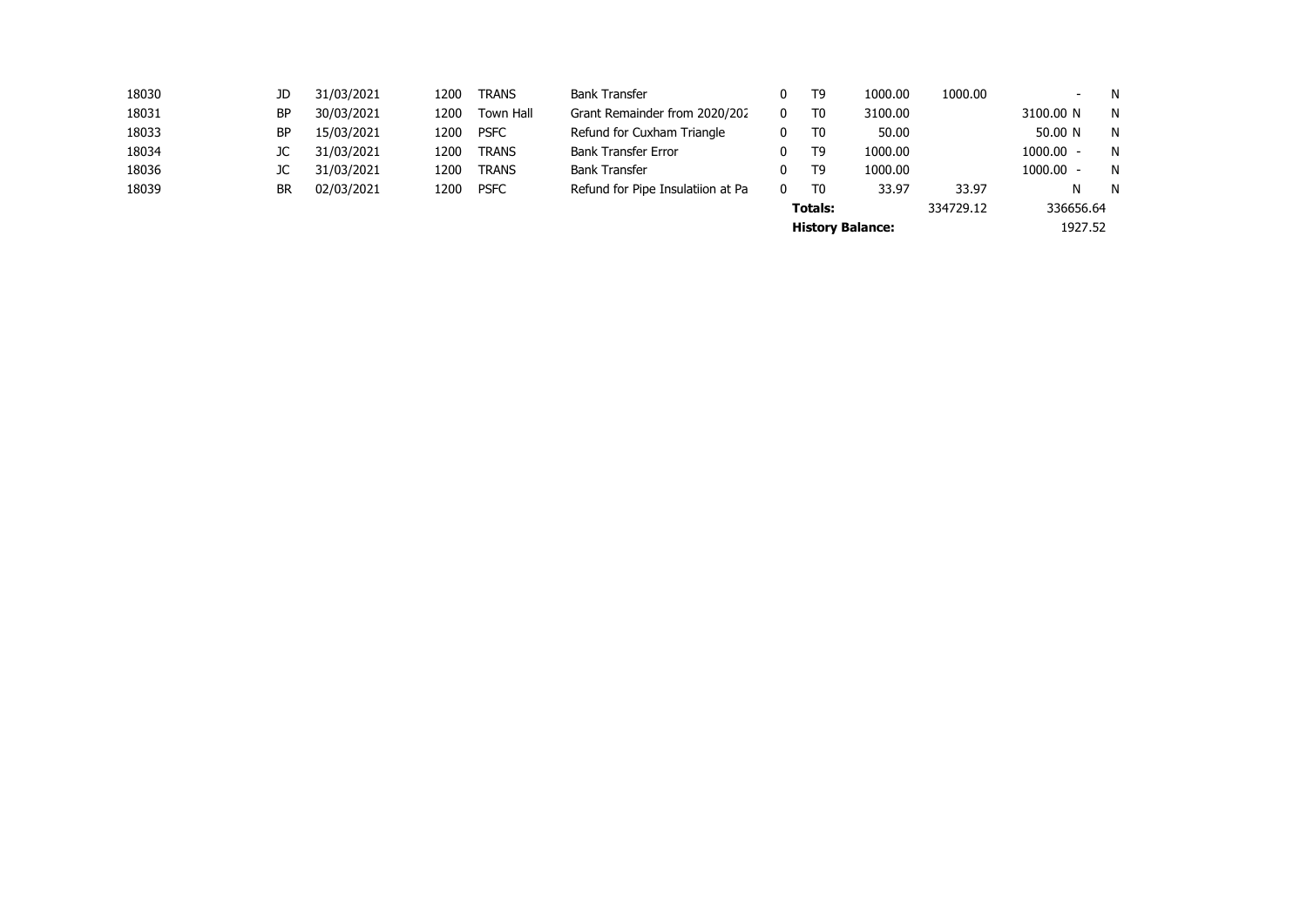| | | | | | | | | | | | | |
|---|---|---|---|---|---|---|---|---|---|---|---|---|
| 18030 | JD | 31/03/2021 | 1200 | TRANS | Bank Transfer | 0 | T9 | 1000.00 | 1000.00 | - | | N |
| 18031 | BP | 30/03/2021 | 1200 | Town Hall | Grant Remainder from 2020/202 | 0 | T0 | 3100.00 | | 3100.00 | N | N |
| 18033 | BP | 15/03/2021 | 1200 | PSFC | Refund for Cuxham Triangle | 0 | T0 | 50.00 | | 50.00 | N | N |
| 18034 | JC | 31/03/2021 | 1200 | TRANS | Bank Transfer Error | 0 | T9 | 1000.00 | | 1000.00 | - | N |
| 18036 | JC | 31/03/2021 | 1200 | TRANS | Bank Transfer | 0 | T9 | 1000.00 | | 1000.00 | - | N |
| 18039 | BR | 02/03/2021 | 1200 | PSFC | Refund for Pipe Insulatiion at Pa | 0 | T0 | 33.97 | 33.97 | | N | N |
| | | | | | | | **Totals:** | | 334729.12 | 336656.64 | | |
| | | | | | | | **History Balance:** | | | 1927.52 | | |